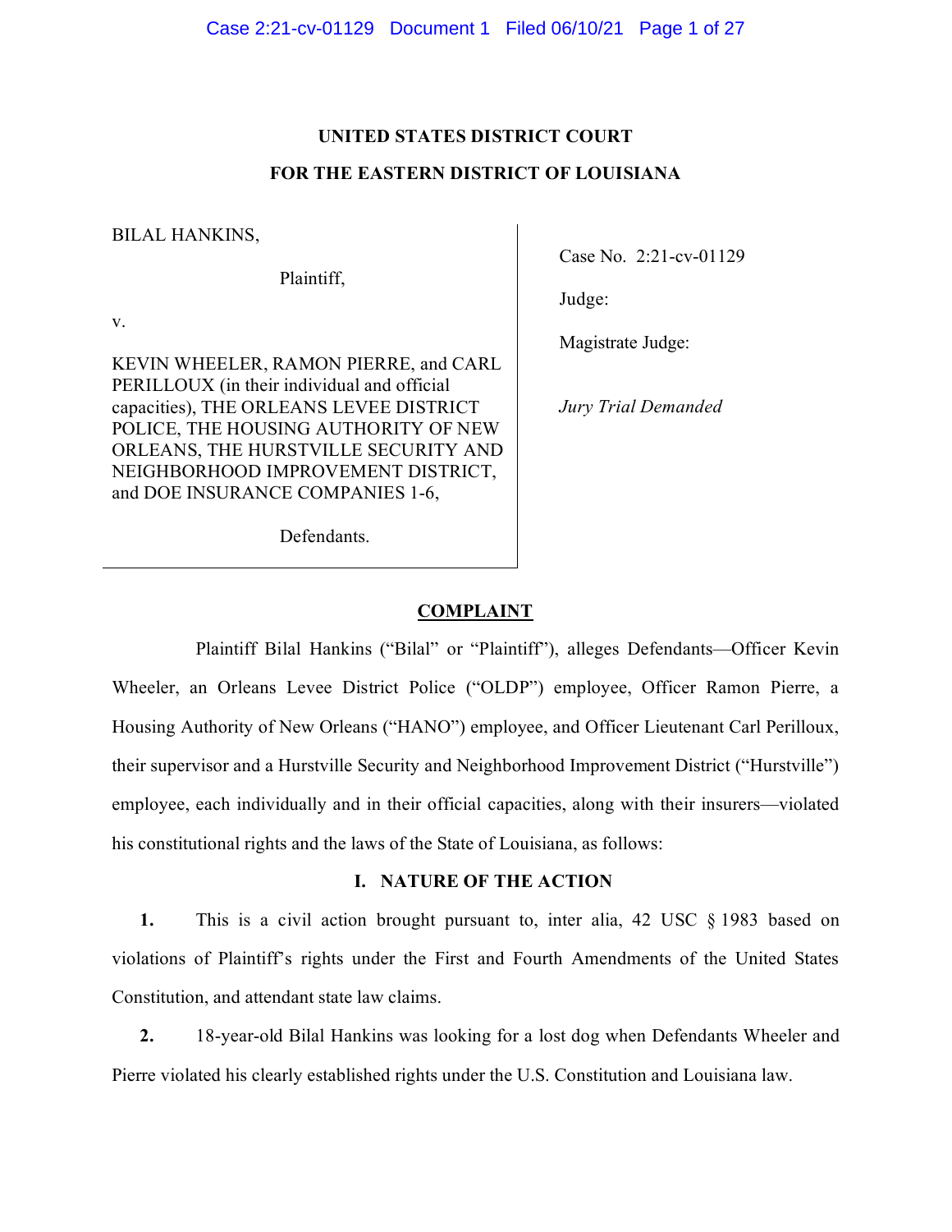**UNITED STATES DISTRICT COURT**

**FOR THE EASTERN DISTRICT OF LOUISIANA**

| | |
|---|---|
| BILAL HANKINS,<br><br>Plaintiff,<br><br>v.<br><br>KEVIN WHEELER, RAMON PIERRE, and CARL PERILLOUX (in their individual and official capacities), THE ORLEANS LEVEE DISTRICT POLICE, THE HOUSING AUTHORITY OF NEW ORLEANS, THE HURSTVILLE SECURITY AND NEIGHBORHOOD IMPROVEMENT DISTRICT, and DOE INSURANCE COMPANIES 1-6,<br><br>Defendants. | Case No. 2:21-cv-01129<br><br>Judge:<br><br>Magistrate Judge:<br><br>*Jury Trial Demanded* |

## COMPLAINT

Plaintiff Bilal Hankins ("Bilal" or "Plaintiff"), alleges Defendants—Officer Kevin Wheeler, an Orleans Levee District Police ("OLDP") employee, Officer Ramon Pierre, a Housing Authority of New Orleans ("HANO") employee, and Officer Lieutenant Carl Perilloux, their supervisor and a Hurstville Security and Neighborhood Improvement District ("Hurstville") employee, each individually and in their official capacities, along with their insurers—violated his constitutional rights and the laws of the State of Louisiana, as follows:

### I. NATURE OF THE ACTION

**1.** This is a civil action brought pursuant to, inter alia, 42 USC § 1983 based on violations of Plaintiff's rights under the First and Fourth Amendments of the United States Constitution, and attendant state law claims.

**2.** 18-year-old Bilal Hankins was looking for a lost dog when Defendants Wheeler and Pierre violated his clearly established rights under the U.S. Constitution and Louisiana law.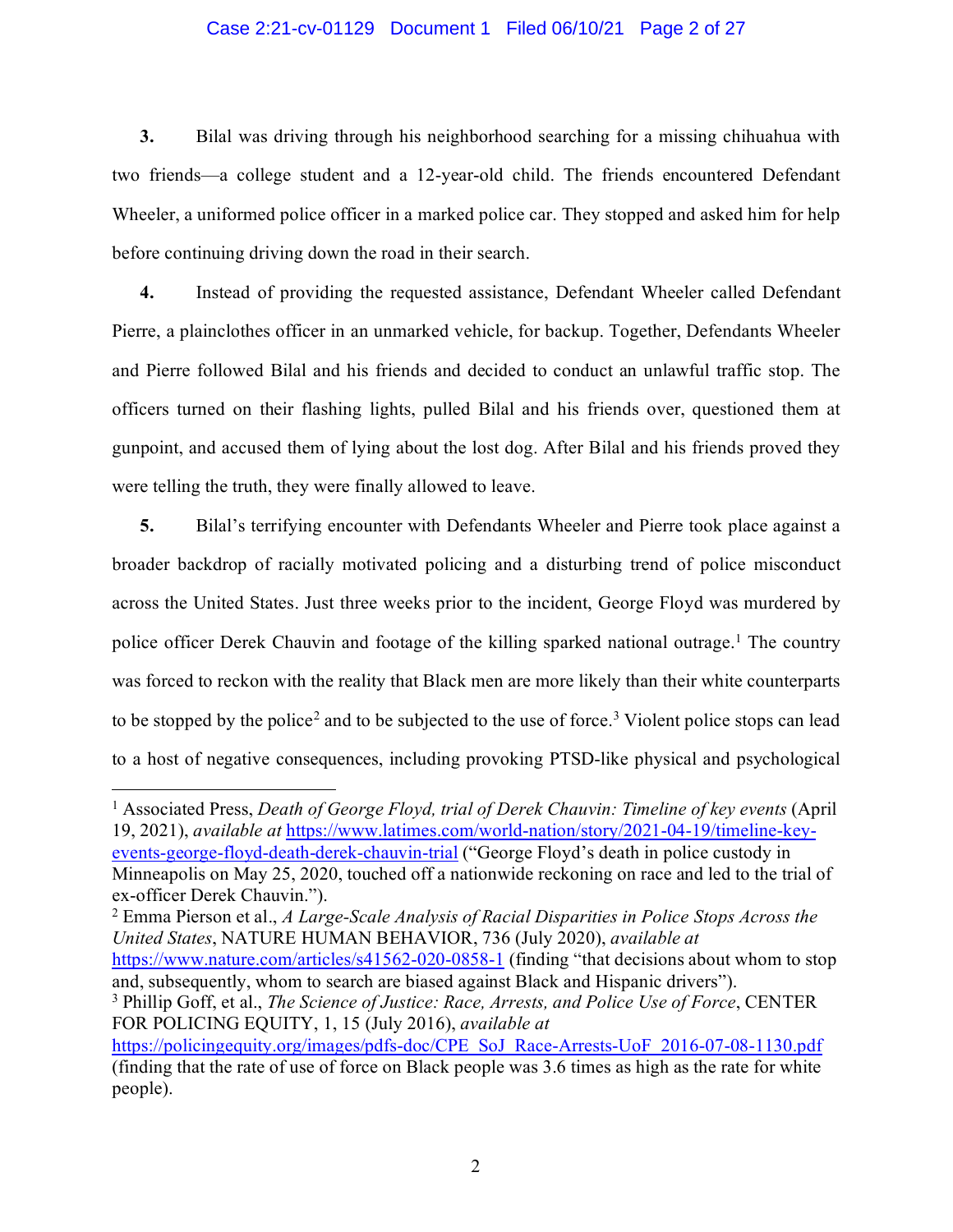**3.** Bilal was driving through his neighborhood searching for a missing chihuahua with two friends—a college student and a 12-year-old child. The friends encountered Defendant Wheeler, a uniformed police officer in a marked police car. They stopped and asked him for help before continuing driving down the road in their search.

**4.** Instead of providing the requested assistance, Defendant Wheeler called Defendant Pierre, a plainclothes officer in an unmarked vehicle, for backup. Together, Defendants Wheeler and Pierre followed Bilal and his friends and decided to conduct an unlawful traffic stop. The officers turned on their flashing lights, pulled Bilal and his friends over, questioned them at gunpoint, and accused them of lying about the lost dog. After Bilal and his friends proved they were telling the truth, they were finally allowed to leave.

**5.** Bilal's terrifying encounter with Defendants Wheeler and Pierre took place against a broader backdrop of racially motivated policing and a disturbing trend of police misconduct across the United States. Just three weeks prior to the incident, George Floyd was murdered by police officer Derek Chauvin and footage of the killing sparked national outrage.[1] The country was forced to reckon with the reality that Black men are more likely than their white counterparts to be stopped by the police[2] and to be subjected to the use of force.[3] Violent police stops can lead to a host of negative consequences, including provoking PTSD-like physical and psychological

---

[1] Associated Press, *Death of George Floyd, trial of Derek Chauvin: Timeline of key events* (April 19, 2021), *available at* https://www.latimes.com/world-nation/story/2021-04-19/timeline-key-events-george-floyd-death-derek-chauvin-trial ("George Floyd's death in police custody in Minneapolis on May 25, 2020, touched off a nationwide reckoning on race and led to the trial of ex-officer Derek Chauvin.").

[2] Emma Pierson et al., *A Large-Scale Analysis of Racial Disparities in Police Stops Across the United States*, NATURE HUMAN BEHAVIOR, 736 (July 2020), *available at* https://www.nature.com/articles/s41562-020-0858-1 (finding "that decisions about whom to stop and, subsequently, whom to search are biased against Black and Hispanic drivers").

[3] Phillip Goff, et al., *The Science of Justice: Race, Arrests, and Police Use of Force*, CENTER FOR POLICING EQUITY, 1, 15 (July 2016), *available at* https://policingequity.org/images/pdfs-doc/CPE_SoJ_Race-Arrests-UoF_2016-07-08-1130.pdf (finding that the rate of use of force on Black people was 3.6 times as high as the rate for white people).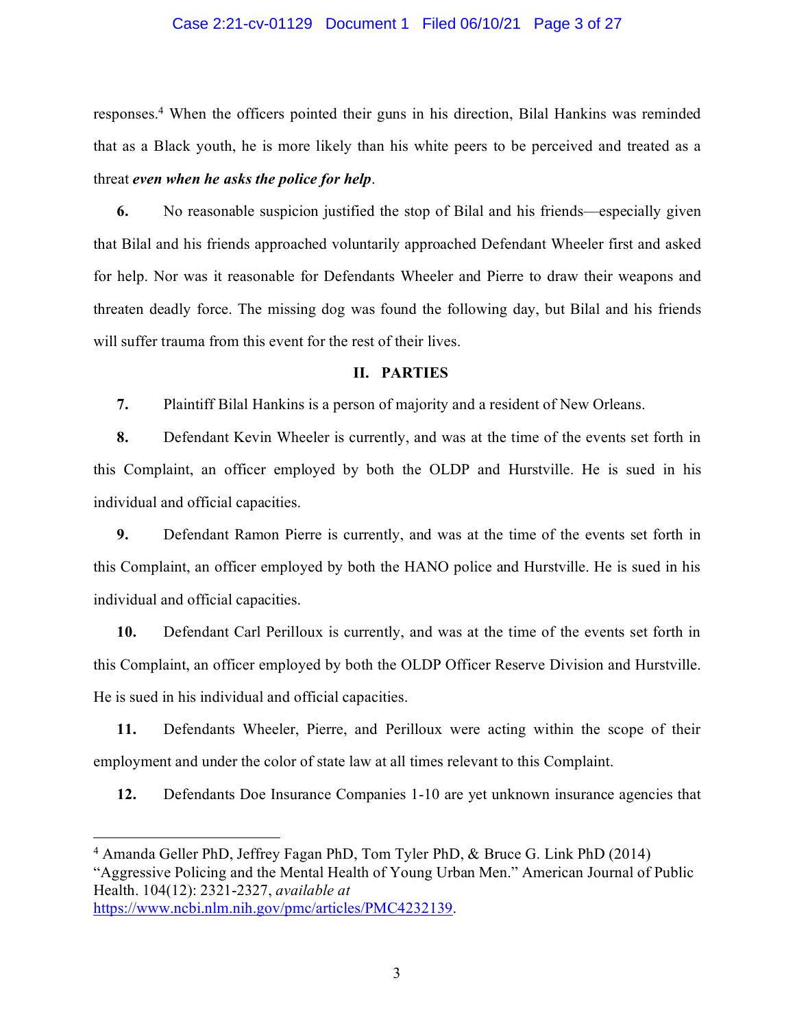responses.[4] When the officers pointed their guns in his direction, Bilal Hankins was reminded that as a Black youth, he is more likely than his white peers to be perceived and treated as a threat ***even when he asks the police for help***.

**6.** No reasonable suspicion justified the stop of Bilal and his friends—especially given that Bilal and his friends approached voluntarily approached Defendant Wheeler first and asked for help. Nor was it reasonable for Defendants Wheeler and Pierre to draw their weapons and threaten deadly force. The missing dog was found the following day, but Bilal and his friends will suffer trauma from this event for the rest of their lives.

## II. PARTIES

**7.** Plaintiff Bilal Hankins is a person of majority and a resident of New Orleans.

**8.** Defendant Kevin Wheeler is currently, and was at the time of the events set forth in this Complaint, an officer employed by both the OLDP and Hurstville. He is sued in his individual and official capacities.

**9.** Defendant Ramon Pierre is currently, and was at the time of the events set forth in this Complaint, an officer employed by both the HANO police and Hurstville. He is sued in his individual and official capacities.

**10.** Defendant Carl Perilloux is currently, and was at the time of the events set forth in this Complaint, an officer employed by both the OLDP Officer Reserve Division and Hurstville. He is sued in his individual and official capacities.

**11.** Defendants Wheeler, Pierre, and Perilloux were acting within the scope of their employment and under the color of state law at all times relevant to this Complaint.

**12.** Defendants Doe Insurance Companies 1-10 are yet unknown insurance agencies that

---

[4] Amanda Geller PhD, Jeffrey Fagan PhD, Tom Tyler PhD, & Bruce G. Link PhD (2014) "Aggressive Policing and the Mental Health of Young Urban Men." American Journal of Public Health. 104(12): 2321-2327, *available at* https://www.ncbi.nlm.nih.gov/pmc/articles/PMC4232139.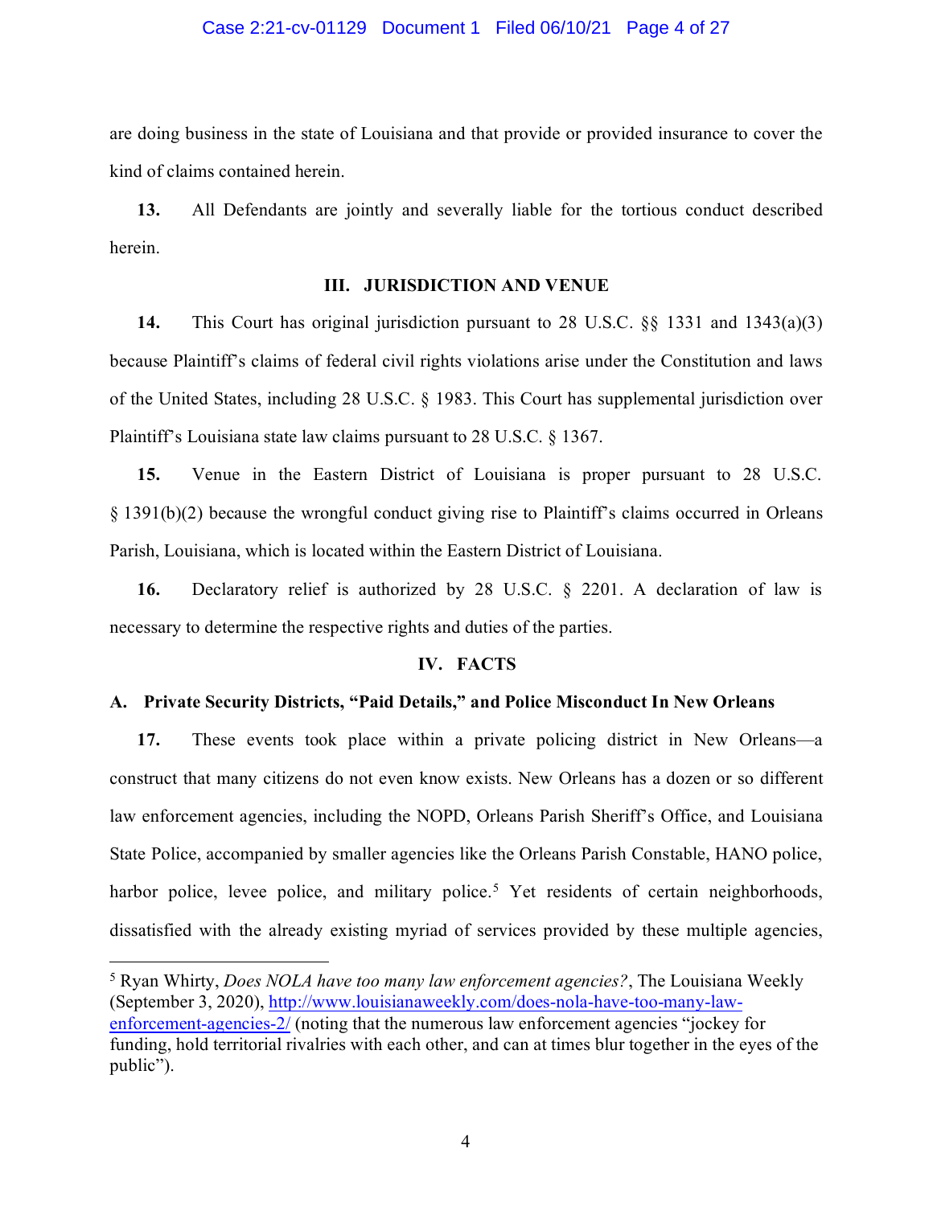are doing business in the state of Louisiana and that provide or provided insurance to cover the kind of claims contained herein.

**13.** All Defendants are jointly and severally liable for the tortious conduct described herein.

## III. JURISDICTION AND VENUE

**14.** This Court has original jurisdiction pursuant to 28 U.S.C. §§ 1331 and 1343(a)(3) because Plaintiff's claims of federal civil rights violations arise under the Constitution and laws of the United States, including 28 U.S.C. § 1983. This Court has supplemental jurisdiction over Plaintiff's Louisiana state law claims pursuant to 28 U.S.C. § 1367.

**15.** Venue in the Eastern District of Louisiana is proper pursuant to 28 U.S.C. § 1391(b)(2) because the wrongful conduct giving rise to Plaintiff's claims occurred in Orleans Parish, Louisiana, which is located within the Eastern District of Louisiana.

**16.** Declaratory relief is authorized by 28 U.S.C. § 2201. A declaration of law is necessary to determine the respective rights and duties of the parties.

## IV. FACTS

### A. Private Security Districts, "Paid Details," and Police Misconduct In New Orleans

**17.** These events took place within a private policing district in New Orleans—a construct that many citizens do not even know exists. New Orleans has a dozen or so different law enforcement agencies, including the NOPD, Orleans Parish Sheriff's Office, and Louisiana State Police, accompanied by smaller agencies like the Orleans Parish Constable, HANO police, harbor police, levee police, and military police.[5] Yet residents of certain neighborhoods, dissatisfied with the already existing myriad of services provided by these multiple agencies,

---

[5] Ryan Whirty, *Does NOLA have too many law enforcement agencies?*, The Louisiana Weekly (September 3, 2020), http://www.louisianaweekly.com/does-nola-have-too-many-law-enforcement-agencies-2/ (noting that the numerous law enforcement agencies "jockey for funding, hold territorial rivalries with each other, and can at times blur together in the eyes of the public").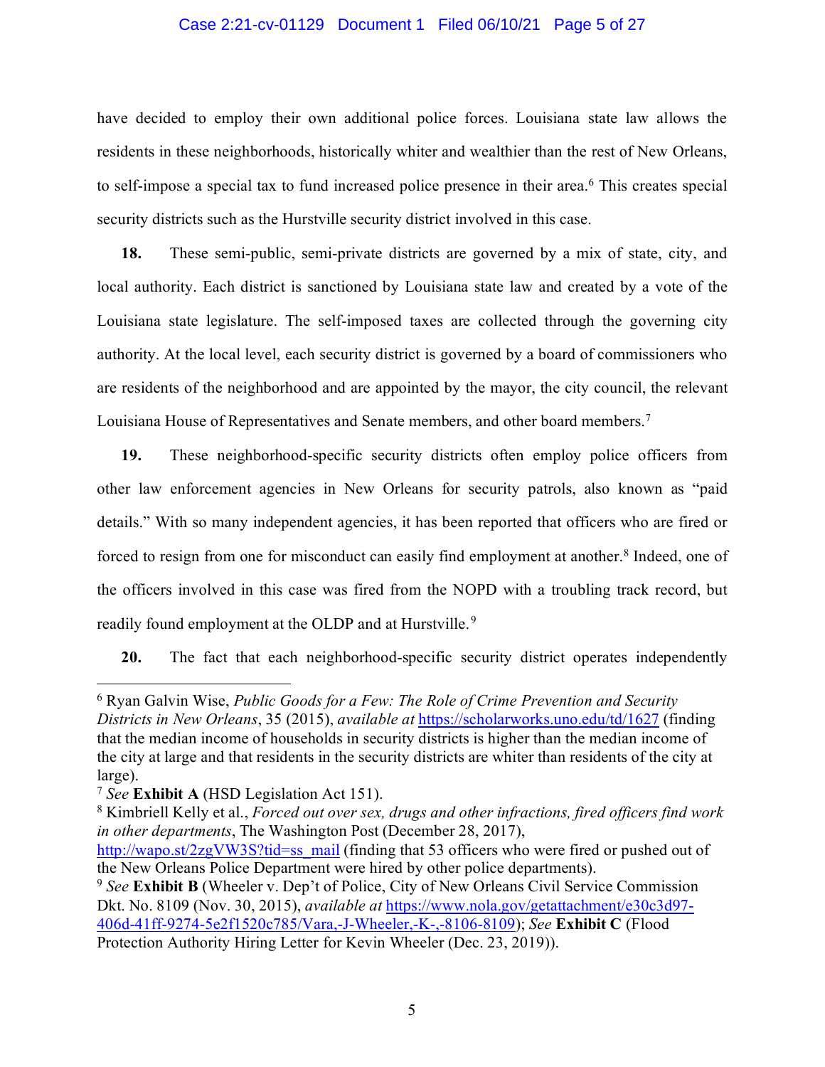have decided to employ their own additional police forces. Louisiana state law allows the residents in these neighborhoods, historically whiter and wealthier than the rest of New Orleans, to self-impose a special tax to fund increased police presence in their area.[6] This creates special security districts such as the Hurstville security district involved in this case.

**18.** These semi-public, semi-private districts are governed by a mix of state, city, and local authority. Each district is sanctioned by Louisiana state law and created by a vote of the Louisiana state legislature. The self-imposed taxes are collected through the governing city authority. At the local level, each security district is governed by a board of commissioners who are residents of the neighborhood and are appointed by the mayor, the city council, the relevant Louisiana House of Representatives and Senate members, and other board members.[7]

**19.** These neighborhood-specific security districts often employ police officers from other law enforcement agencies in New Orleans for security patrols, also known as "paid details." With so many independent agencies, it has been reported that officers who are fired or forced to resign from one for misconduct can easily find employment at another.[8] Indeed, one of the officers involved in this case was fired from the NOPD with a troubling track record, but readily found employment at the OLDP and at Hurstville.[9]

**20.** The fact that each neighborhood-specific security district operates independently

---

[6] Ryan Galvin Wise, *Public Goods for a Few: The Role of Crime Prevention and Security Districts in New Orleans*, 35 (2015), *available at* https://scholarworks.uno.edu/td/1627 (finding that the median income of households in security districts is higher than the median income of the city at large and that residents in the security districts are whiter than residents of the city at large).

[7] *See* **Exhibit A** (HSD Legislation Act 151).

[8] Kimbriell Kelly et al., *Forced out over sex, drugs and other infractions, fired officers find work in other departments*, The Washington Post (December 28, 2017), http://wapo.st/2zgVW3S?tid=ss_mail (finding that 53 officers who were fired or pushed out of the New Orleans Police Department were hired by other police departments).

[9] *See* **Exhibit B** (Wheeler v. Dep't of Police, City of New Orleans Civil Service Commission Dkt. No. 8109 (Nov. 30, 2015), *available at* https://www.nola.gov/getattachment/e30c3d97-406d-41ff-9274-5e2f1520c785/Vara,-J-Wheeler,-K-,-8106-8109); *See* **Exhibit C** (Flood Protection Authority Hiring Letter for Kevin Wheeler (Dec. 23, 2019)).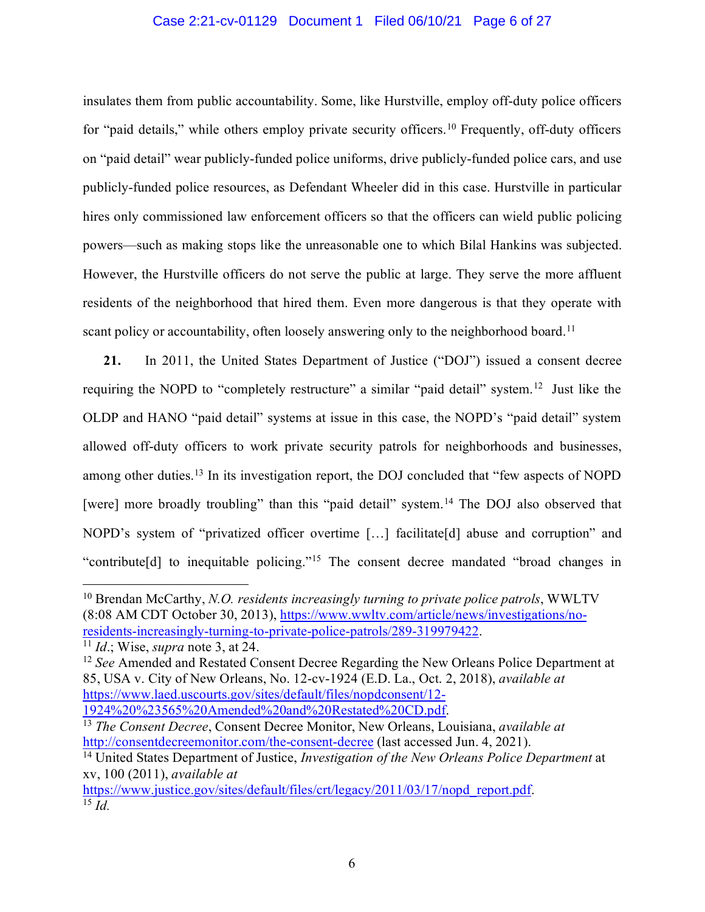insulates them from public accountability. Some, like Hurstville, employ off-duty police officers for "paid details," while others employ private security officers.[10] Frequently, off-duty officers on "paid detail" wear publicly-funded police uniforms, drive publicly-funded police cars, and use publicly-funded police resources, as Defendant Wheeler did in this case. Hurstville in particular hires only commissioned law enforcement officers so that the officers can wield public policing powers—such as making stops like the unreasonable one to which Bilal Hankins was subjected. However, the Hurstville officers do not serve the public at large. They serve the more affluent residents of the neighborhood that hired them. Even more dangerous is that they operate with scant policy or accountability, often loosely answering only to the neighborhood board.[11]

**21.** In 2011, the United States Department of Justice ("DOJ") issued a consent decree requiring the NOPD to "completely restructure" a similar "paid detail" system.[12] Just like the OLDP and HANO "paid detail" systems at issue in this case, the NOPD's "paid detail" system allowed off-duty officers to work private security patrols for neighborhoods and businesses, among other duties.[13] In its investigation report, the DOJ concluded that "few aspects of NOPD [were] more broadly troubling" than this "paid detail" system.[14] The DOJ also observed that NOPD's system of "privatized officer overtime […] facilitate[d] abuse and corruption" and "contribute[d] to inequitable policing."[15] The consent decree mandated "broad changes in

---

[10] Brendan McCarthy, *N.O. residents increasingly turning to private police patrols*, WWLTV (8:08 AM CDT October 30, 2013), https://www.wwltv.com/article/news/investigations/no-residents-increasingly-turning-to-private-police-patrols/289-319979422.

[11] *Id*.; Wise, *supra* note 3, at 24.

[12] *See* Amended and Restated Consent Decree Regarding the New Orleans Police Department at 85, USA v. City of New Orleans, No. 12-cv-1924 (E.D. La., Oct. 2, 2018), *available at* https://www.laed.uscourts.gov/sites/default/files/nopdconsent/12-1924%20%23565%20Amended%20and%20Restated%20CD.pdf.

[13] *The Consent Decree*, Consent Decree Monitor, New Orleans, Louisiana, *available at* http://consentdecreemonitor.com/the-consent-decree (last accessed Jun. 4, 2021).

[14] United States Department of Justice, *Investigation of the New Orleans Police Department* at xv, 100 (2011), *available at* https://www.justice.gov/sites/default/files/crt/legacy/2011/03/17/nopd_report.pdf.

[15] *Id.*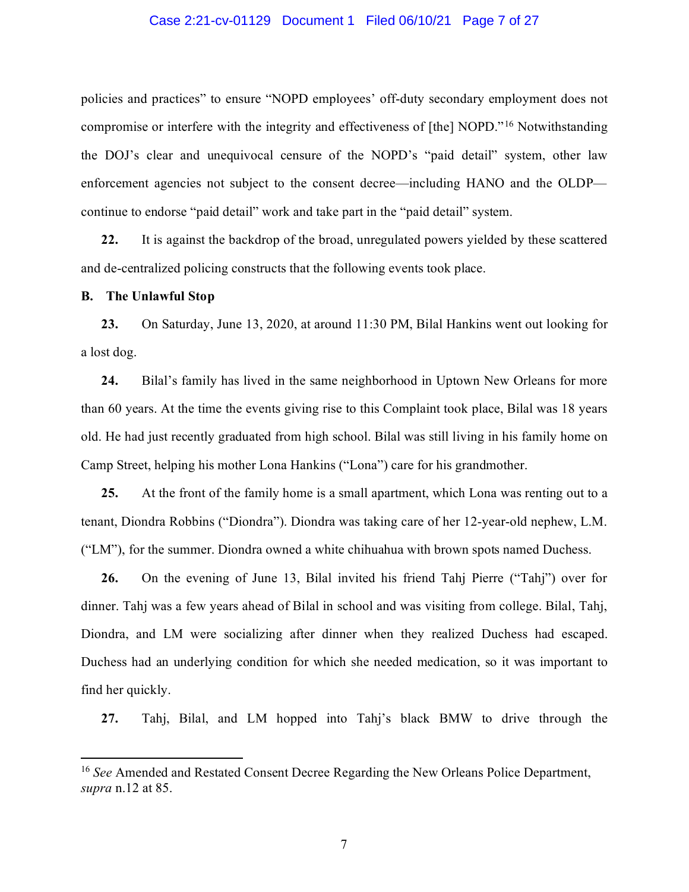policies and practices" to ensure "NOPD employees' off-duty secondary employment does not compromise or interfere with the integrity and effectiveness of [the] NOPD."[16] Notwithstanding the DOJ's clear and unequivocal censure of the NOPD's "paid detail" system, other law enforcement agencies not subject to the consent decree—including HANO and the OLDP—continue to endorse "paid detail" work and take part in the "paid detail" system.

**22.** It is against the backdrop of the broad, unregulated powers yielded by these scattered and de-centralized policing constructs that the following events took place.

**B. The Unlawful Stop**

**23.** On Saturday, June 13, 2020, at around 11:30 PM, Bilal Hankins went out looking for a lost dog.

**24.** Bilal's family has lived in the same neighborhood in Uptown New Orleans for more than 60 years. At the time the events giving rise to this Complaint took place, Bilal was 18 years old. He had just recently graduated from high school. Bilal was still living in his family home on Camp Street, helping his mother Lona Hankins ("Lona") care for his grandmother.

**25.** At the front of the family home is a small apartment, which Lona was renting out to a tenant, Diondra Robbins ("Diondra"). Diondra was taking care of her 12-year-old nephew, L.M. ("LM"), for the summer. Diondra owned a white chihuahua with brown spots named Duchess.

**26.** On the evening of June 13, Bilal invited his friend Tahj Pierre ("Tahj") over for dinner. Tahj was a few years ahead of Bilal in school and was visiting from college. Bilal, Tahj, Diondra, and LM were socializing after dinner when they realized Duchess had escaped. Duchess had an underlying condition for which she needed medication, so it was important to find her quickly.

**27.** Tahj, Bilal, and LM hopped into Tahj's black BMW to drive through the

---

[16] *See* Amended and Restated Consent Decree Regarding the New Orleans Police Department, *supra* n.12 at 85.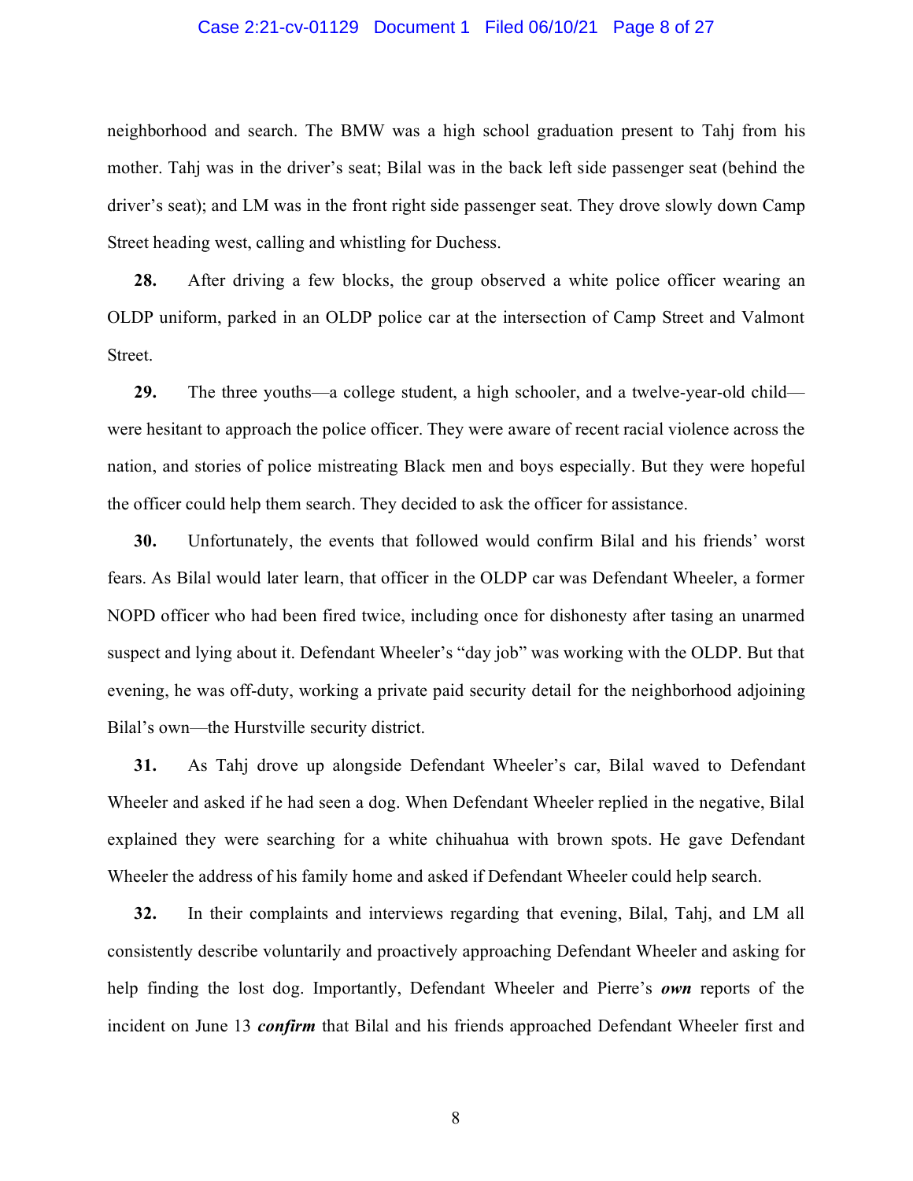neighborhood and search. The BMW was a high school graduation present to Tahj from his mother. Tahj was in the driver's seat; Bilal was in the back left side passenger seat (behind the driver's seat); and LM was in the front right side passenger seat. They drove slowly down Camp Street heading west, calling and whistling for Duchess.

**28.** After driving a few blocks, the group observed a white police officer wearing an OLDP uniform, parked in an OLDP police car at the intersection of Camp Street and Valmont Street.

**29.** The three youths—a college student, a high schooler, and a twelve-year-old child—were hesitant to approach the police officer. They were aware of recent racial violence across the nation, and stories of police mistreating Black men and boys especially. But they were hopeful the officer could help them search. They decided to ask the officer for assistance.

**30.** Unfortunately, the events that followed would confirm Bilal and his friends' worst fears. As Bilal would later learn, that officer in the OLDP car was Defendant Wheeler, a former NOPD officer who had been fired twice, including once for dishonesty after tasing an unarmed suspect and lying about it. Defendant Wheeler's "day job" was working with the OLDP. But that evening, he was off-duty, working a private paid security detail for the neighborhood adjoining Bilal's own—the Hurstville security district.

**31.** As Tahj drove up alongside Defendant Wheeler's car, Bilal waved to Defendant Wheeler and asked if he had seen a dog. When Defendant Wheeler replied in the negative, Bilal explained they were searching for a white chihuahua with brown spots. He gave Defendant Wheeler the address of his family home and asked if Defendant Wheeler could help search.

**32.** In their complaints and interviews regarding that evening, Bilal, Tahj, and LM all consistently describe voluntarily and proactively approaching Defendant Wheeler and asking for help finding the lost dog. Importantly, Defendant Wheeler and Pierre's ***own*** reports of the incident on June 13 ***confirm*** that Bilal and his friends approached Defendant Wheeler first and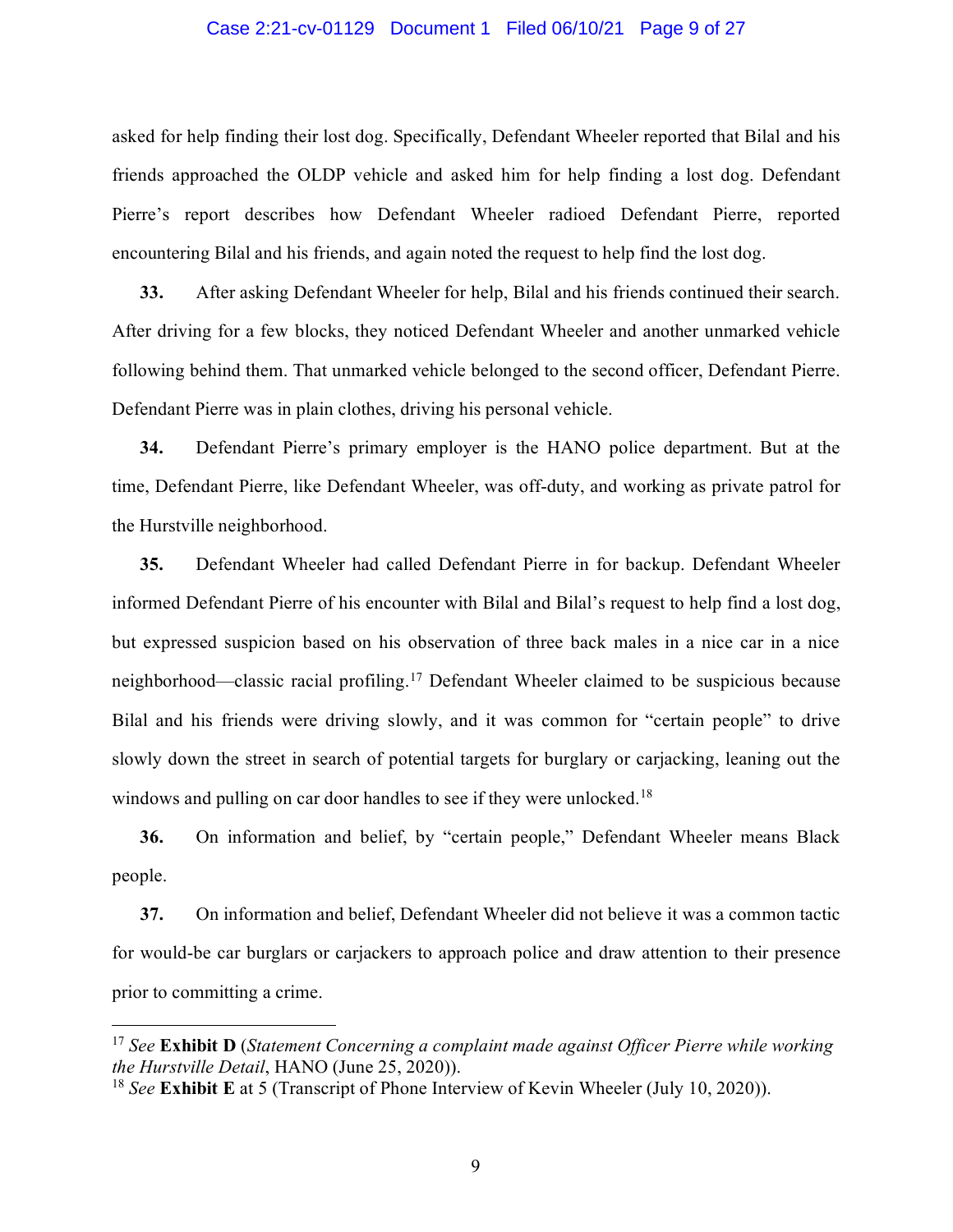asked for help finding their lost dog. Specifically, Defendant Wheeler reported that Bilal and his friends approached the OLDP vehicle and asked him for help finding a lost dog. Defendant Pierre's report describes how Defendant Wheeler radioed Defendant Pierre, reported encountering Bilal and his friends, and again noted the request to help find the lost dog.

**33.** After asking Defendant Wheeler for help, Bilal and his friends continued their search. After driving for a few blocks, they noticed Defendant Wheeler and another unmarked vehicle following behind them. That unmarked vehicle belonged to the second officer, Defendant Pierre. Defendant Pierre was in plain clothes, driving his personal vehicle.

**34.** Defendant Pierre's primary employer is the HANO police department. But at the time, Defendant Pierre, like Defendant Wheeler, was off-duty, and working as private patrol for the Hurstville neighborhood.

**35.** Defendant Wheeler had called Defendant Pierre in for backup. Defendant Wheeler informed Defendant Pierre of his encounter with Bilal and Bilal's request to help find a lost dog, but expressed suspicion based on his observation of three back males in a nice car in a nice neighborhood—classic racial profiling.[17] Defendant Wheeler claimed to be suspicious because Bilal and his friends were driving slowly, and it was common for "certain people" to drive slowly down the street in search of potential targets for burglary or carjacking, leaning out the windows and pulling on car door handles to see if they were unlocked.[18]

**36.** On information and belief, by "certain people," Defendant Wheeler means Black people.

**37.** On information and belief, Defendant Wheeler did not believe it was a common tactic for would-be car burglars or carjackers to approach police and draw attention to their presence prior to committing a crime.

---

[17] *See* **Exhibit D** (*Statement Concerning a complaint made against Officer Pierre while working the Hurstville Detail*, HANO (June 25, 2020)).

[18] *See* **Exhibit E** at 5 (Transcript of Phone Interview of Kevin Wheeler (July 10, 2020)).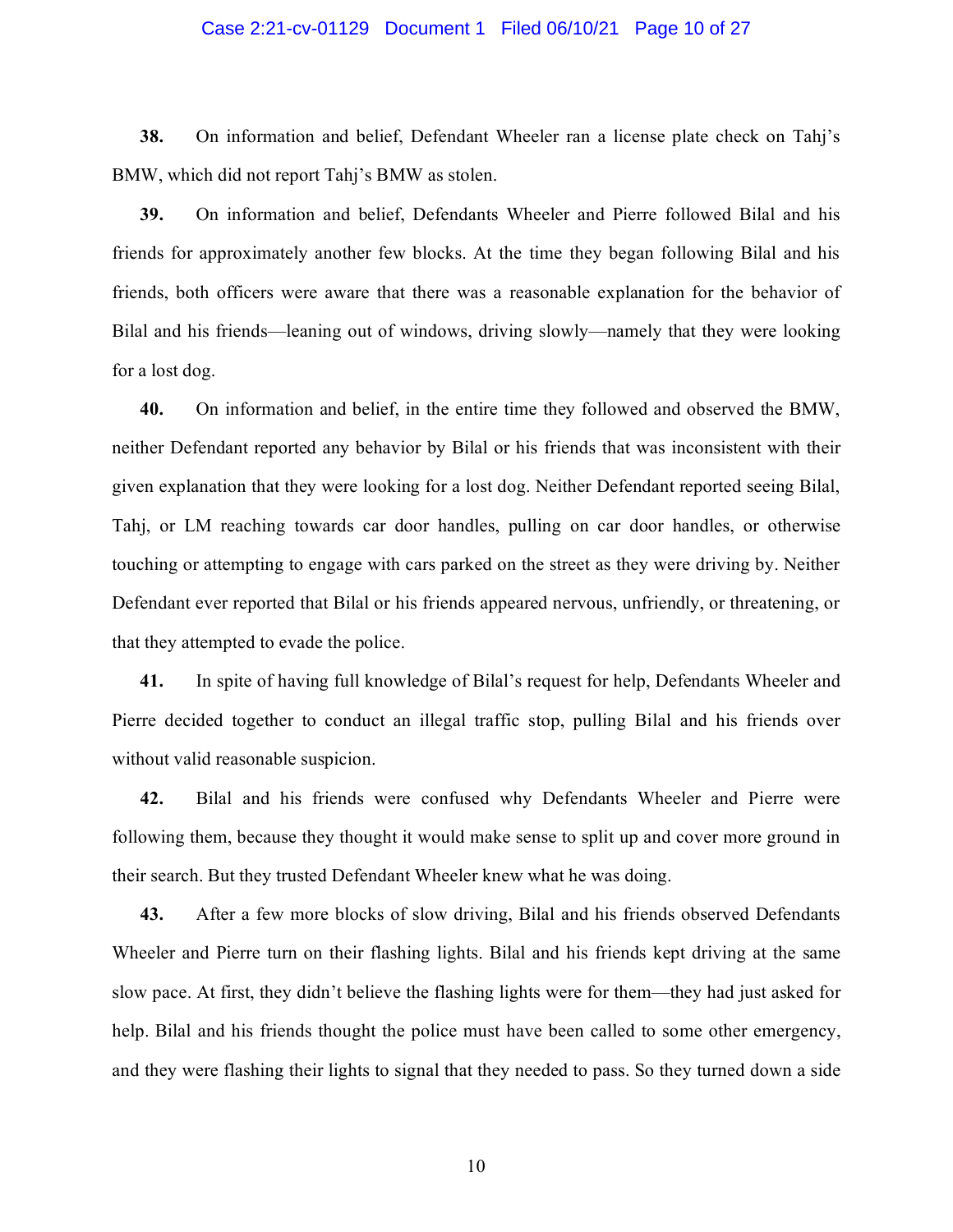**38.** On information and belief, Defendant Wheeler ran a license plate check on Tahj's BMW, which did not report Tahj's BMW as stolen.

**39.** On information and belief, Defendants Wheeler and Pierre followed Bilal and his friends for approximately another few blocks. At the time they began following Bilal and his friends, both officers were aware that there was a reasonable explanation for the behavior of Bilal and his friends—leaning out of windows, driving slowly—namely that they were looking for a lost dog.

**40.** On information and belief, in the entire time they followed and observed the BMW, neither Defendant reported any behavior by Bilal or his friends that was inconsistent with their given explanation that they were looking for a lost dog. Neither Defendant reported seeing Bilal, Tahj, or LM reaching towards car door handles, pulling on car door handles, or otherwise touching or attempting to engage with cars parked on the street as they were driving by. Neither Defendant ever reported that Bilal or his friends appeared nervous, unfriendly, or threatening, or that they attempted to evade the police.

**41.** In spite of having full knowledge of Bilal's request for help, Defendants Wheeler and Pierre decided together to conduct an illegal traffic stop, pulling Bilal and his friends over without valid reasonable suspicion.

**42.** Bilal and his friends were confused why Defendants Wheeler and Pierre were following them, because they thought it would make sense to split up and cover more ground in their search. But they trusted Defendant Wheeler knew what he was doing.

**43.** After a few more blocks of slow driving, Bilal and his friends observed Defendants Wheeler and Pierre turn on their flashing lights. Bilal and his friends kept driving at the same slow pace. At first, they didn't believe the flashing lights were for them—they had just asked for help. Bilal and his friends thought the police must have been called to some other emergency, and they were flashing their lights to signal that they needed to pass. So they turned down a side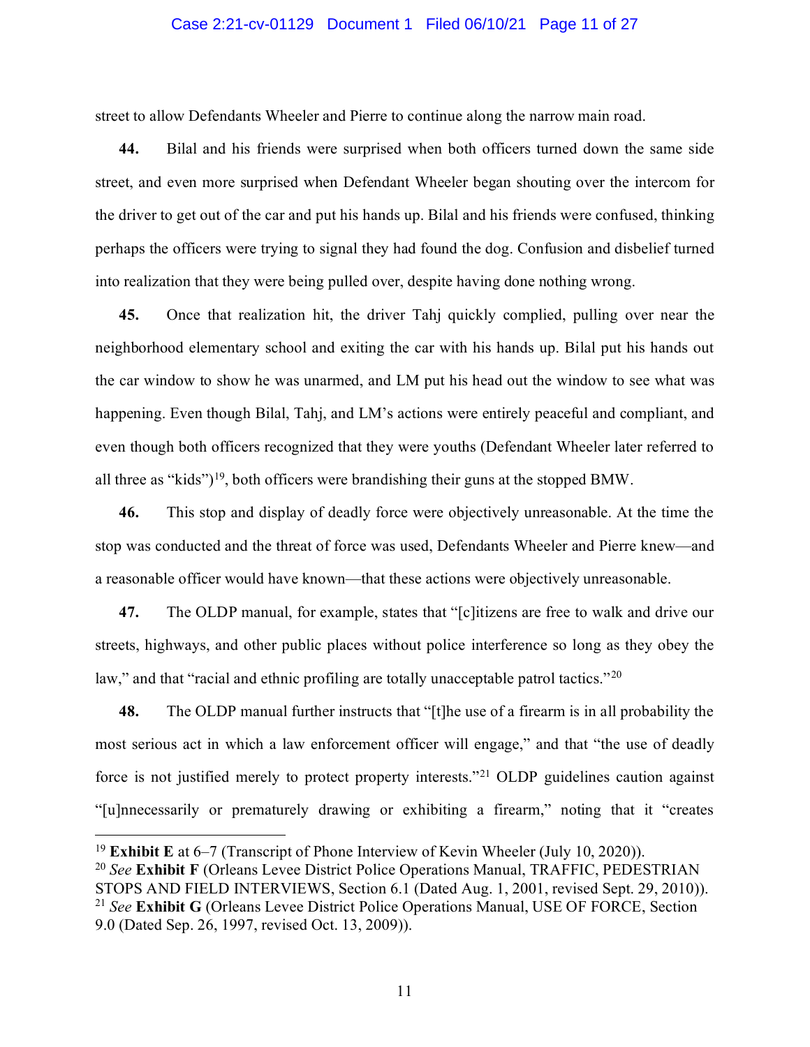street to allow Defendants Wheeler and Pierre to continue along the narrow main road.

**44.** Bilal and his friends were surprised when both officers turned down the same side street, and even more surprised when Defendant Wheeler began shouting over the intercom for the driver to get out of the car and put his hands up. Bilal and his friends were confused, thinking perhaps the officers were trying to signal they had found the dog. Confusion and disbelief turned into realization that they were being pulled over, despite having done nothing wrong.

**45.** Once that realization hit, the driver Tahj quickly complied, pulling over near the neighborhood elementary school and exiting the car with his hands up. Bilal put his hands out the car window to show he was unarmed, and LM put his head out the window to see what was happening. Even though Bilal, Tahj, and LM's actions were entirely peaceful and compliant, and even though both officers recognized that they were youths (Defendant Wheeler later referred to all three as "kids")[19], both officers were brandishing their guns at the stopped BMW.

**46.** This stop and display of deadly force were objectively unreasonable. At the time the stop was conducted and the threat of force was used, Defendants Wheeler and Pierre knew—and a reasonable officer would have known—that these actions were objectively unreasonable.

**47.** The OLDP manual, for example, states that "[c]itizens are free to walk and drive our streets, highways, and other public places without police interference so long as they obey the law," and that "racial and ethnic profiling are totally unacceptable patrol tactics."[20]

**48.** The OLDP manual further instructs that "[t]he use of a firearm is in all probability the most serious act in which a law enforcement officer will engage," and that "the use of deadly force is not justified merely to protect property interests."[21] OLDP guidelines caution against "[u]nnecessarily or prematurely drawing or exhibiting a firearm," noting that it "creates

---

[19] **Exhibit E** at 6–7 (Transcript of Phone Interview of Kevin Wheeler (July 10, 2020)).

[20] *See* **Exhibit F** (Orleans Levee District Police Operations Manual, TRAFFIC, PEDESTRIAN STOPS AND FIELD INTERVIEWS, Section 6.1 (Dated Aug. 1, 2001, revised Sept. 29, 2010)).

[21] *See* **Exhibit G** (Orleans Levee District Police Operations Manual, USE OF FORCE, Section 9.0 (Dated Sep. 26, 1997, revised Oct. 13, 2009)).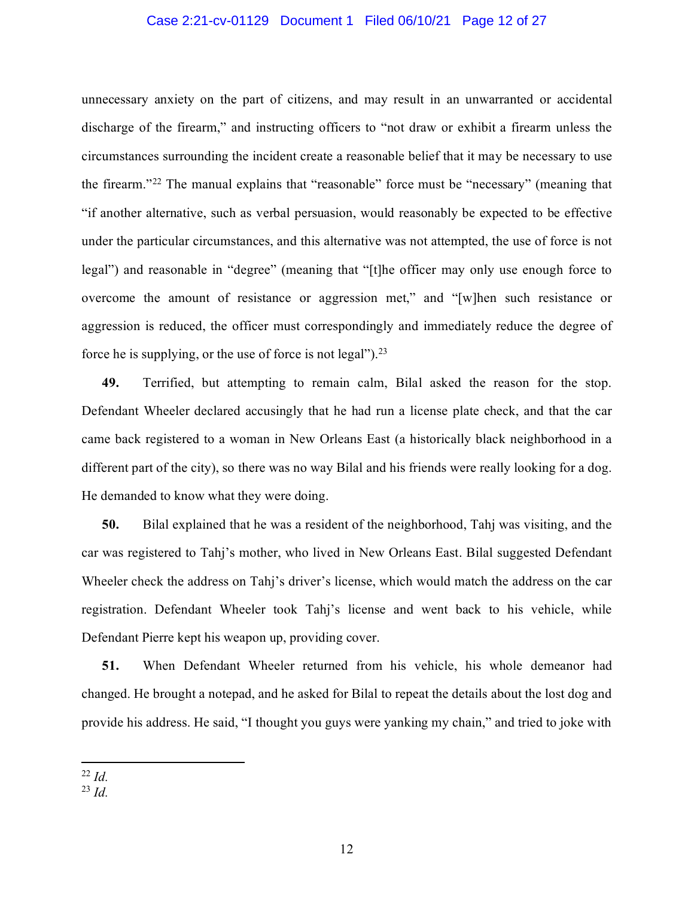unnecessary anxiety on the part of citizens, and may result in an unwarranted or accidental discharge of the firearm," and instructing officers to "not draw or exhibit a firearm unless the circumstances surrounding the incident create a reasonable belief that it may be necessary to use the firearm."[22] The manual explains that "reasonable" force must be "necessary" (meaning that "if another alternative, such as verbal persuasion, would reasonably be expected to be effective under the particular circumstances, and this alternative was not attempted, the use of force is not legal") and reasonable in "degree" (meaning that "[t]he officer may only use enough force to overcome the amount of resistance or aggression met," and "[w]hen such resistance or aggression is reduced, the officer must correspondingly and immediately reduce the degree of force he is supplying, or the use of force is not legal").[23]

**49.** Terrified, but attempting to remain calm, Bilal asked the reason for the stop. Defendant Wheeler declared accusingly that he had run a license plate check, and that the car came back registered to a woman in New Orleans East (a historically black neighborhood in a different part of the city), so there was no way Bilal and his friends were really looking for a dog. He demanded to know what they were doing.

**50.** Bilal explained that he was a resident of the neighborhood, Tahj was visiting, and the car was registered to Tahj's mother, who lived in New Orleans East. Bilal suggested Defendant Wheeler check the address on Tahj's driver's license, which would match the address on the car registration. Defendant Wheeler took Tahj's license and went back to his vehicle, while Defendant Pierre kept his weapon up, providing cover.

**51.** When Defendant Wheeler returned from his vehicle, his whole demeanor had changed. He brought a notepad, and he asked for Bilal to repeat the details about the lost dog and provide his address. He said, "I thought you guys were yanking my chain," and tried to joke with

---

[22] *Id.*

[23] *Id.*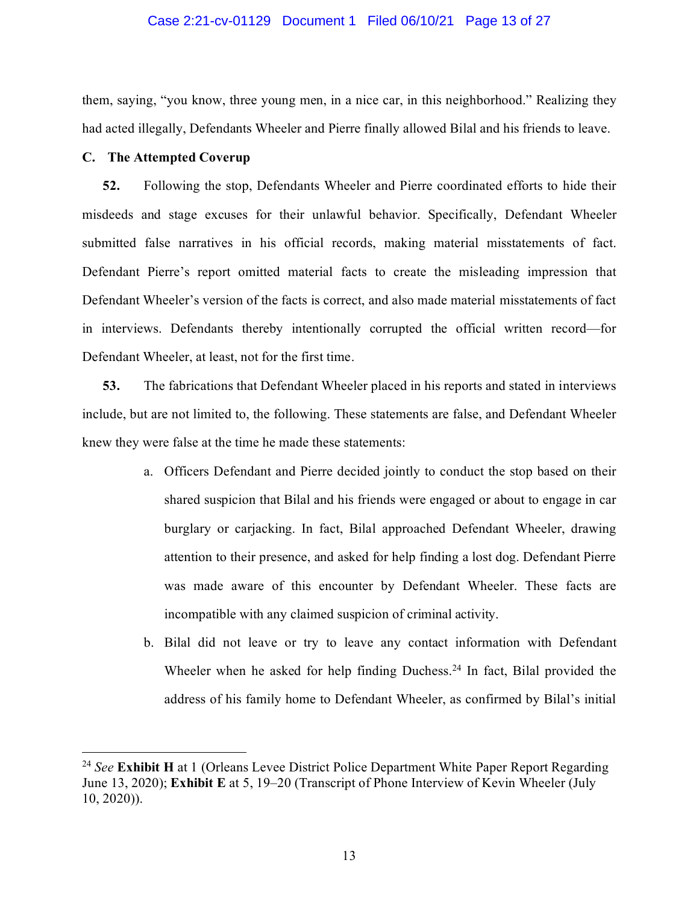them, saying, "you know, three young men, in a nice car, in this neighborhood." Realizing they had acted illegally, Defendants Wheeler and Pierre finally allowed Bilal and his friends to leave.

### C. The Attempted Coverup

**52.** Following the stop, Defendants Wheeler and Pierre coordinated efforts to hide their misdeeds and stage excuses for their unlawful behavior. Specifically, Defendant Wheeler submitted false narratives in his official records, making material misstatements of fact. Defendant Pierre's report omitted material facts to create the misleading impression that Defendant Wheeler's version of the facts is correct, and also made material misstatements of fact in interviews. Defendants thereby intentionally corrupted the official written record—for Defendant Wheeler, at least, not for the first time.

**53.** The fabrications that Defendant Wheeler placed in his reports and stated in interviews include, but are not limited to, the following. These statements are false, and Defendant Wheeler knew they were false at the time he made these statements:

a. Officers Defendant and Pierre decided jointly to conduct the stop based on their shared suspicion that Bilal and his friends were engaged or about to engage in car burglary or carjacking. In fact, Bilal approached Defendant Wheeler, drawing attention to their presence, and asked for help finding a lost dog. Defendant Pierre was made aware of this encounter by Defendant Wheeler. These facts are incompatible with any claimed suspicion of criminal activity.

b. Bilal did not leave or try to leave any contact information with Defendant Wheeler when he asked for help finding Duchess.[24] In fact, Bilal provided the address of his family home to Defendant Wheeler, as confirmed by Bilal's initial

---

[24] *See* **Exhibit H** at 1 (Orleans Levee District Police Department White Paper Report Regarding June 13, 2020); **Exhibit E** at 5, 19–20 (Transcript of Phone Interview of Kevin Wheeler (July 10, 2020)).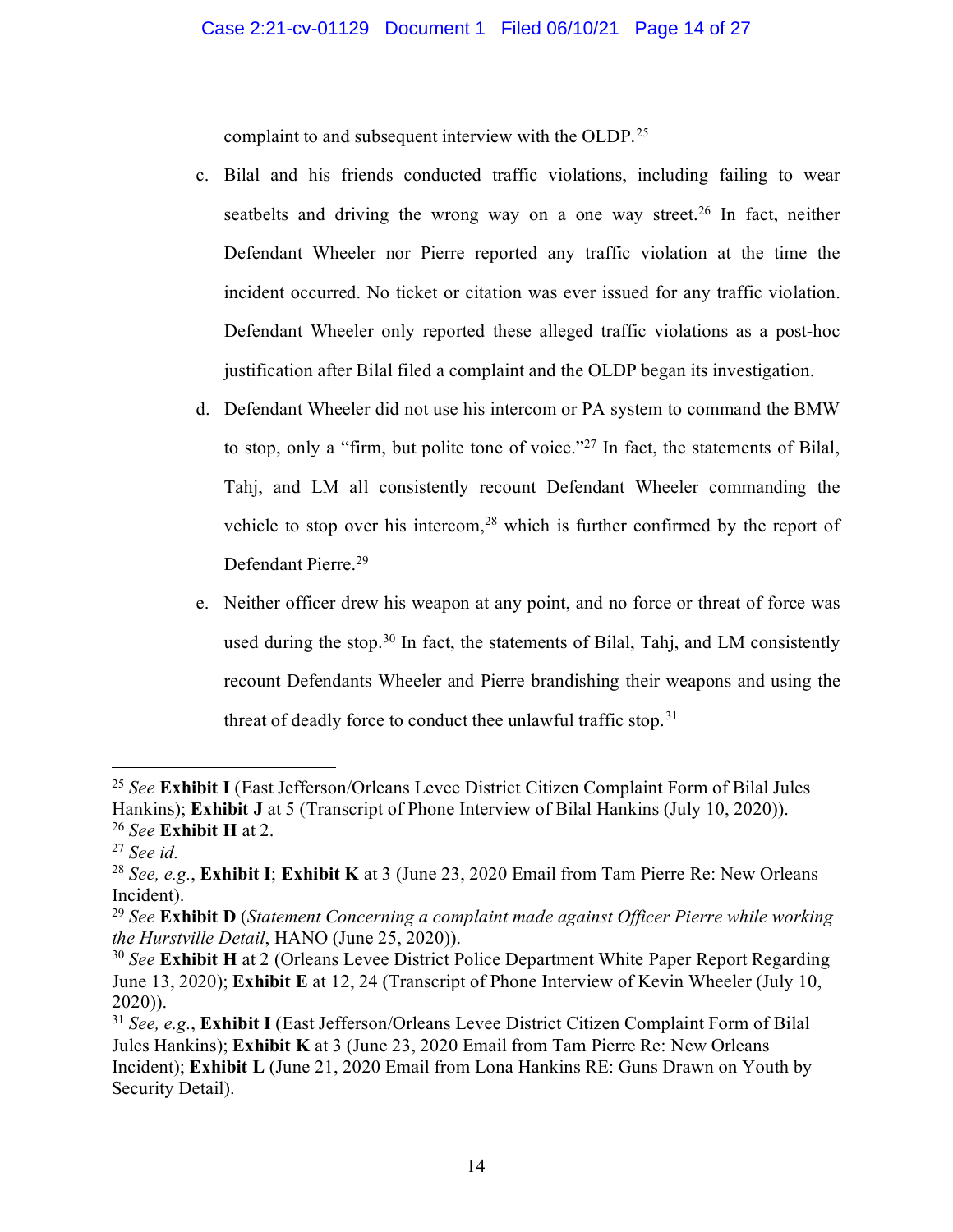complaint to and subsequent interview with the OLDP.[25]

c. Bilal and his friends conducted traffic violations, including failing to wear seatbelts and driving the wrong way on a one way street.[26] In fact, neither Defendant Wheeler nor Pierre reported any traffic violation at the time the incident occurred. No ticket or citation was ever issued for any traffic violation. Defendant Wheeler only reported these alleged traffic violations as a post-hoc justification after Bilal filed a complaint and the OLDP began its investigation.

d. Defendant Wheeler did not use his intercom or PA system to command the BMW to stop, only a "firm, but polite tone of voice."[27] In fact, the statements of Bilal, Tahj, and LM all consistently recount Defendant Wheeler commanding the vehicle to stop over his intercom,[28] which is further confirmed by the report of Defendant Pierre.[29]

e. Neither officer drew his weapon at any point, and no force or threat of force was used during the stop.[30] In fact, the statements of Bilal, Tahj, and LM consistently recount Defendants Wheeler and Pierre brandishing their weapons and using the threat of deadly force to conduct thee unlawful traffic stop.[31]

---

[25] *See* **Exhibit I** (East Jefferson/Orleans Levee District Citizen Complaint Form of Bilal Jules Hankins); **Exhibit J** at 5 (Transcript of Phone Interview of Bilal Hankins (July 10, 2020)).

[26] *See* **Exhibit H** at 2.

[27] *See id.*

[28] *See, e.g.*, **Exhibit I**; **Exhibit K** at 3 (June 23, 2020 Email from Tam Pierre Re: New Orleans Incident).

[29] *See* **Exhibit D** (*Statement Concerning a complaint made against Officer Pierre while working the Hurstville Detail*, HANO (June 25, 2020)).

[30] *See* **Exhibit H** at 2 (Orleans Levee District Police Department White Paper Report Regarding June 13, 2020); **Exhibit E** at 12, 24 (Transcript of Phone Interview of Kevin Wheeler (July 10, 2020)).

[31] *See, e.g.*, **Exhibit I** (East Jefferson/Orleans Levee District Citizen Complaint Form of Bilal Jules Hankins); **Exhibit K** at 3 (June 23, 2020 Email from Tam Pierre Re: New Orleans Incident); **Exhibit L** (June 21, 2020 Email from Lona Hankins RE: Guns Drawn on Youth by Security Detail).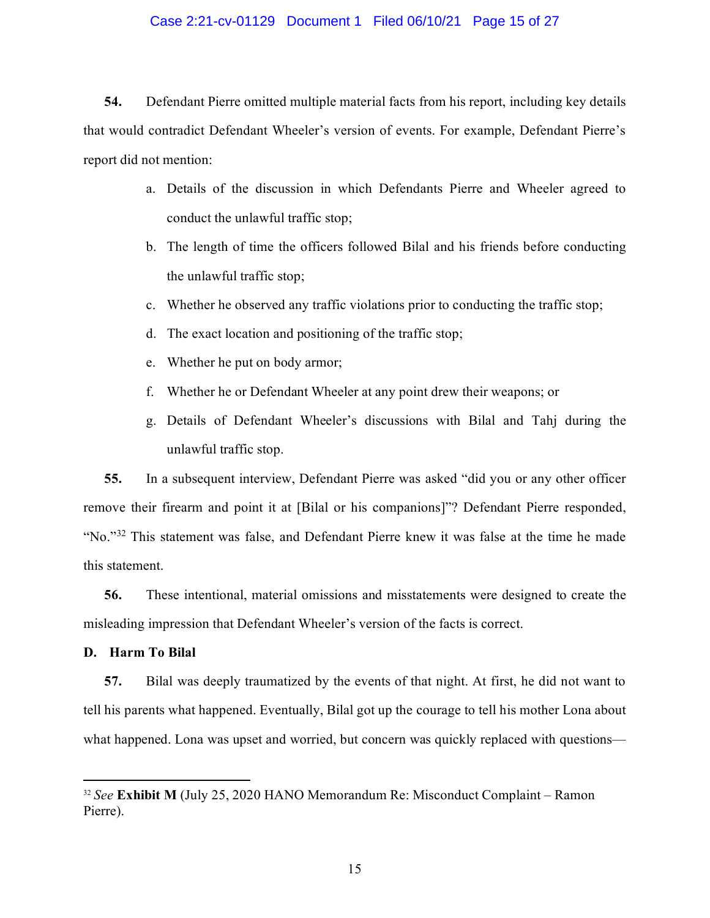**54.** Defendant Pierre omitted multiple material facts from his report, including key details that would contradict Defendant Wheeler's version of events. For example, Defendant Pierre's report did not mention:

a. Details of the discussion in which Defendants Pierre and Wheeler agreed to conduct the unlawful traffic stop;

b. The length of time the officers followed Bilal and his friends before conducting the unlawful traffic stop;

c. Whether he observed any traffic violations prior to conducting the traffic stop;

d. The exact location and positioning of the traffic stop;

e. Whether he put on body armor;

f. Whether he or Defendant Wheeler at any point drew their weapons; or

g. Details of Defendant Wheeler's discussions with Bilal and Tahj during the unlawful traffic stop.

**55.** In a subsequent interview, Defendant Pierre was asked "did you or any other officer remove their firearm and point it at [Bilal or his companions]"? Defendant Pierre responded, "No."[32] This statement was false, and Defendant Pierre knew it was false at the time he made this statement.

**56.** These intentional, material omissions and misstatements were designed to create the misleading impression that Defendant Wheeler's version of the facts is correct.

### D. Harm To Bilal

**57.** Bilal was deeply traumatized by the events of that night. At first, he did not want to tell his parents what happened. Eventually, Bilal got up the courage to tell his mother Lona about what happened. Lona was upset and worried, but concern was quickly replaced with questions—

---

[32] *See* **Exhibit M** (July 25, 2020 HANO Memorandum Re: Misconduct Complaint – Ramon Pierre).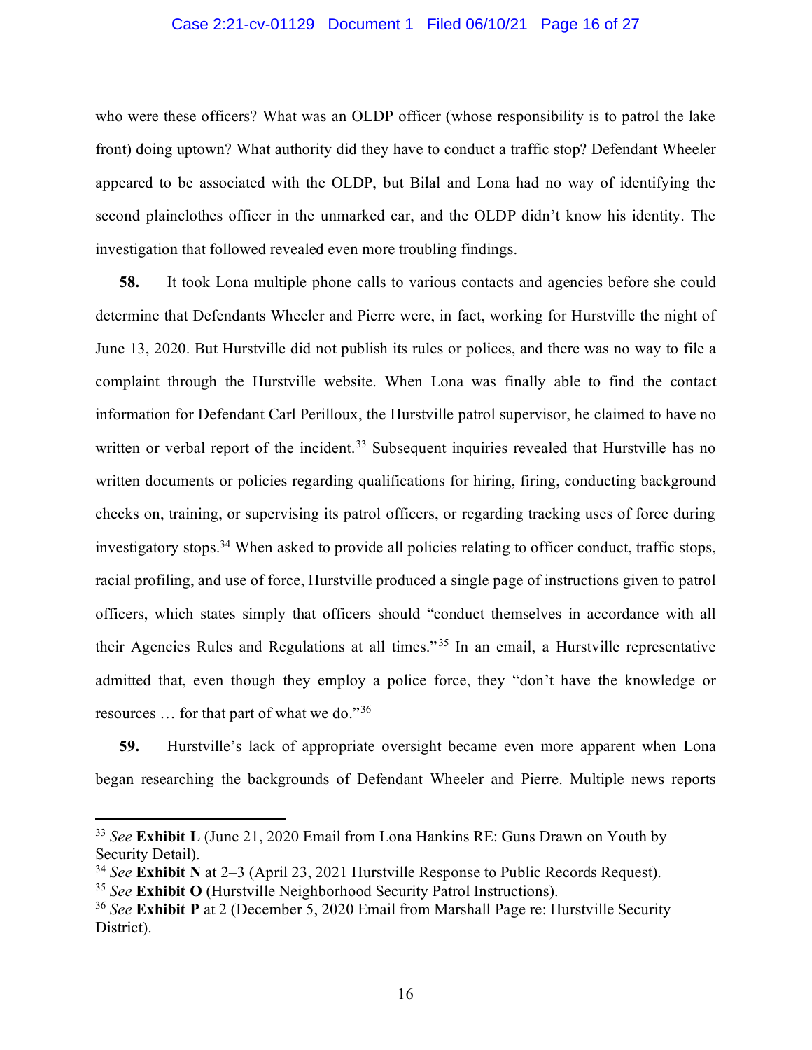who were these officers? What was an OLDP officer (whose responsibility is to patrol the lake front) doing uptown? What authority did they have to conduct a traffic stop? Defendant Wheeler appeared to be associated with the OLDP, but Bilal and Lona had no way of identifying the second plainclothes officer in the unmarked car, and the OLDP didn't know his identity. The investigation that followed revealed even more troubling findings.

**58.** It took Lona multiple phone calls to various contacts and agencies before she could determine that Defendants Wheeler and Pierre were, in fact, working for Hurstville the night of June 13, 2020. But Hurstville did not publish its rules or polices, and there was no way to file a complaint through the Hurstville website. When Lona was finally able to find the contact information for Defendant Carl Perilloux, the Hurstville patrol supervisor, he claimed to have no written or verbal report of the incident.[33] Subsequent inquiries revealed that Hurstville has no written documents or policies regarding qualifications for hiring, firing, conducting background checks on, training, or supervising its patrol officers, or regarding tracking uses of force during investigatory stops.[34] When asked to provide all policies relating to officer conduct, traffic stops, racial profiling, and use of force, Hurstville produced a single page of instructions given to patrol officers, which states simply that officers should "conduct themselves in accordance with all their Agencies Rules and Regulations at all times."[35] In an email, a Hurstville representative admitted that, even though they employ a police force, they "don't have the knowledge or resources … for that part of what we do."[36]

**59.** Hurstville's lack of appropriate oversight became even more apparent when Lona began researching the backgrounds of Defendant Wheeler and Pierre. Multiple news reports

---

[33] *See* **Exhibit L** (June 21, 2020 Email from Lona Hankins RE: Guns Drawn on Youth by Security Detail).

[34] *See* **Exhibit N** at 2–3 (April 23, 2021 Hurstville Response to Public Records Request).

[35] *See* **Exhibit O** (Hurstville Neighborhood Security Patrol Instructions).

[36] *See* **Exhibit P** at 2 (December 5, 2020 Email from Marshall Page re: Hurstville Security District).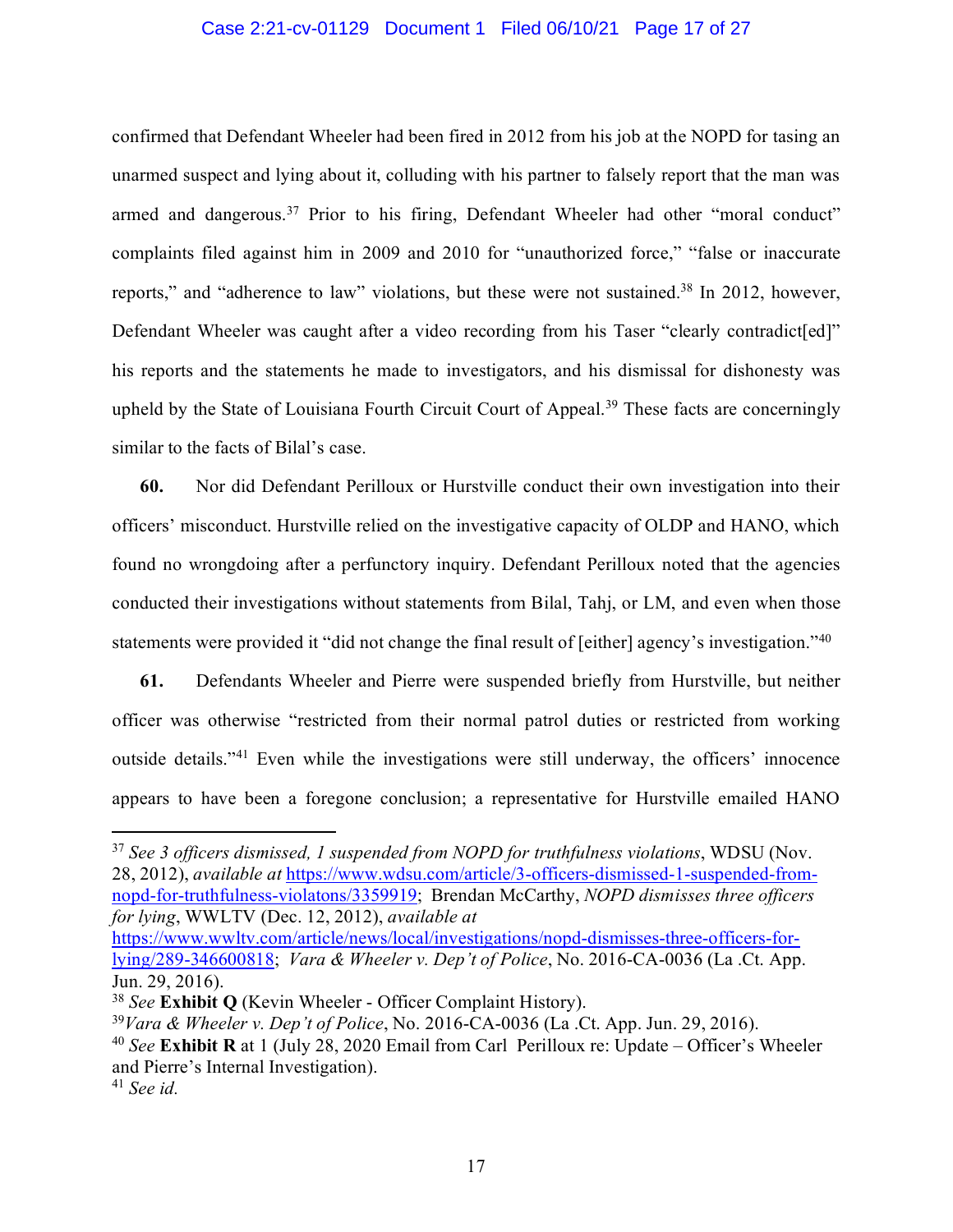confirmed that Defendant Wheeler had been fired in 2012 from his job at the NOPD for tasing an unarmed suspect and lying about it, colluding with his partner to falsely report that the man was armed and dangerous.[37] Prior to his firing, Defendant Wheeler had other "moral conduct" complaints filed against him in 2009 and 2010 for "unauthorized force," "false or inaccurate reports," and "adherence to law" violations, but these were not sustained.[38] In 2012, however, Defendant Wheeler was caught after a video recording from his Taser "clearly contradict[ed]" his reports and the statements he made to investigators, and his dismissal for dishonesty was upheld by the State of Louisiana Fourth Circuit Court of Appeal.[39] These facts are concerningly similar to the facts of Bilal's case.

**60.** Nor did Defendant Perilloux or Hurstville conduct their own investigation into their officers' misconduct. Hurstville relied on the investigative capacity of OLDP and HANO, which found no wrongdoing after a perfunctory inquiry. Defendant Perilloux noted that the agencies conducted their investigations without statements from Bilal, Tahj, or LM, and even when those statements were provided it "did not change the final result of [either] agency's investigation."[40]

**61.** Defendants Wheeler and Pierre were suspended briefly from Hurstville, but neither officer was otherwise "restricted from their normal patrol duties or restricted from working outside details."[41] Even while the investigations were still underway, the officers' innocence appears to have been a foregone conclusion; a representative for Hurstville emailed HANO

---

[37] *See 3 officers dismissed, 1 suspended from NOPD for truthfulness violations*, WDSU (Nov. 28, 2012), *available at* https://www.wdsu.com/article/3-officers-dismissed-1-suspended-from-nopd-for-truthfulness-violatons/3359919; Brendan McCarthy, *NOPD dismisses three officers for lying*, WWLTV (Dec. 12, 2012), *available at* https://www.wwltv.com/article/news/local/investigations/nopd-dismisses-three-officers-for-lying/289-346600818; *Vara & Wheeler v. Dep't of Police*, No. 2016-CA-0036 (La .Ct. App. Jun. 29, 2016).

[38] *See* **Exhibit Q** (Kevin Wheeler - Officer Complaint History).

[39] *Vara & Wheeler v. Dep't of Police*, No. 2016-CA-0036 (La .Ct. App. Jun. 29, 2016).

[40] *See* **Exhibit R** at 1 (July 28, 2020 Email from Carl Perilloux re: Update – Officer's Wheeler and Pierre's Internal Investigation).

[41] *See id.*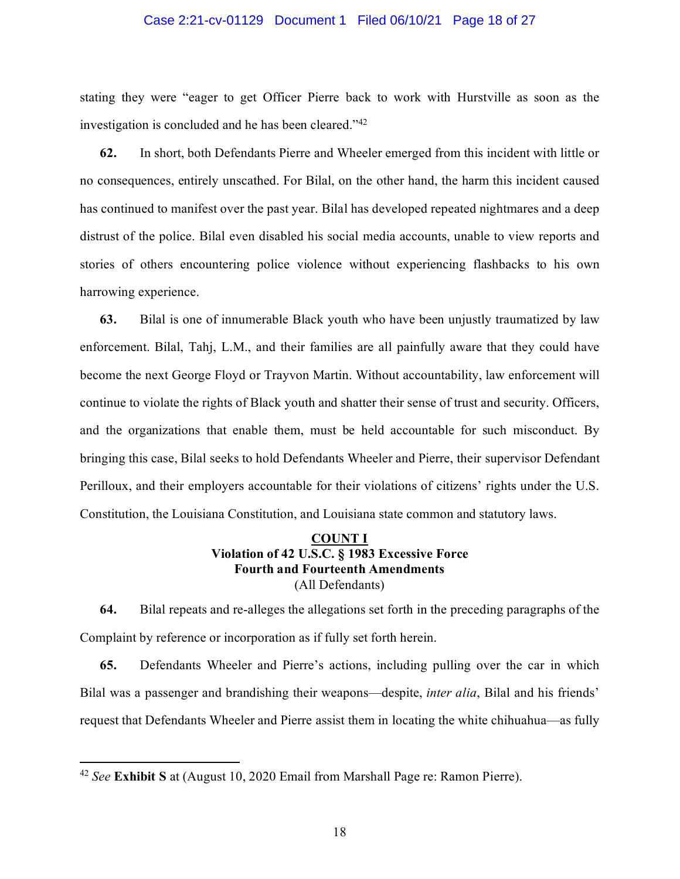stating they were "eager to get Officer Pierre back to work with Hurstville as soon as the investigation is concluded and he has been cleared."[42]

**62.** In short, both Defendants Pierre and Wheeler emerged from this incident with little or no consequences, entirely unscathed. For Bilal, on the other hand, the harm this incident caused has continued to manifest over the past year. Bilal has developed repeated nightmares and a deep distrust of the police. Bilal even disabled his social media accounts, unable to view reports and stories of others encountering police violence without experiencing flashbacks to his own harrowing experience.

**63.** Bilal is one of innumerable Black youth who have been unjustly traumatized by law enforcement. Bilal, Tahj, L.M., and their families are all painfully aware that they could have become the next George Floyd or Trayvon Martin. Without accountability, law enforcement will continue to violate the rights of Black youth and shatter their sense of trust and security. Officers, and the organizations that enable them, must be held accountable for such misconduct. By bringing this case, Bilal seeks to hold Defendants Wheeler and Pierre, their supervisor Defendant Perilloux, and their employers accountable for their violations of citizens' rights under the U.S. Constitution, the Louisiana Constitution, and Louisiana state common and statutory laws.

## COUNT I
**Violation of 42 U.S.C. § 1983 Excessive Force**
**Fourth and Fourteenth Amendments**
(All Defendants)

**64.** Bilal repeats and re-alleges the allegations set forth in the preceding paragraphs of the Complaint by reference or incorporation as if fully set forth herein.

**65.** Defendants Wheeler and Pierre's actions, including pulling over the car in which Bilal was a passenger and brandishing their weapons—despite, *inter alia*, Bilal and his friends' request that Defendants Wheeler and Pierre assist them in locating the white chihuahua—as fully

[42] *See* **Exhibit S** at (August 10, 2020 Email from Marshall Page re: Ramon Pierre).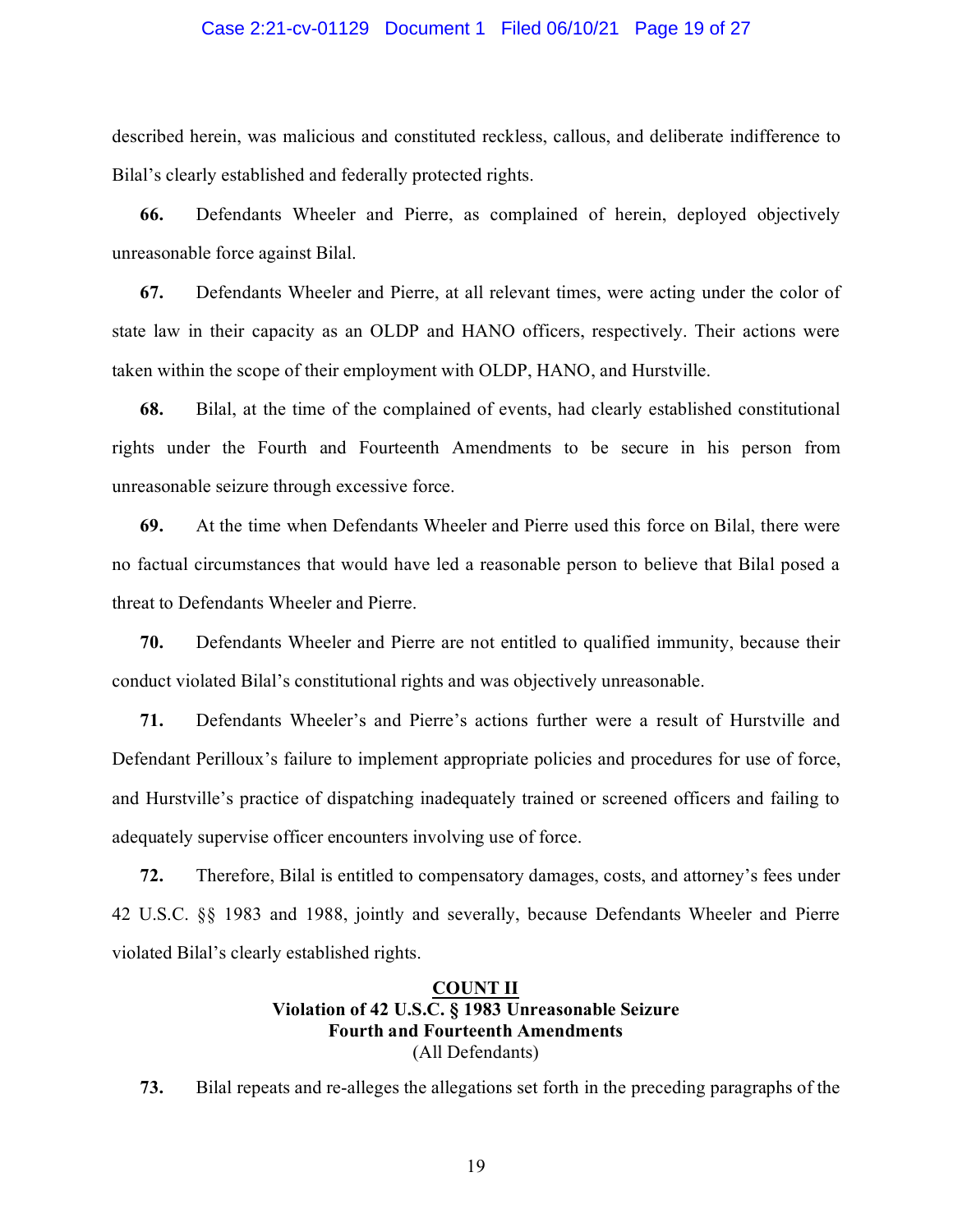described herein, was malicious and constituted reckless, callous, and deliberate indifference to Bilal's clearly established and federally protected rights.

**66.** Defendants Wheeler and Pierre, as complained of herein, deployed objectively unreasonable force against Bilal.

**67.** Defendants Wheeler and Pierre, at all relevant times, were acting under the color of state law in their capacity as an OLDP and HANO officers, respectively. Their actions were taken within the scope of their employment with OLDP, HANO, and Hurstville.

**68.** Bilal, at the time of the complained of events, had clearly established constitutional rights under the Fourth and Fourteenth Amendments to be secure in his person from unreasonable seizure through excessive force.

**69.** At the time when Defendants Wheeler and Pierre used this force on Bilal, there were no factual circumstances that would have led a reasonable person to believe that Bilal posed a threat to Defendants Wheeler and Pierre.

**70.** Defendants Wheeler and Pierre are not entitled to qualified immunity, because their conduct violated Bilal's constitutional rights and was objectively unreasonable.

**71.** Defendants Wheeler's and Pierre's actions further were a result of Hurstville and Defendant Perilloux's failure to implement appropriate policies and procedures for use of force, and Hurstville's practice of dispatching inadequately trained or screened officers and failing to adequately supervise officer encounters involving use of force.

**72.** Therefore, Bilal is entitled to compensatory damages, costs, and attorney's fees under 42 U.S.C. §§ 1983 and 1988, jointly and severally, because Defendants Wheeler and Pierre violated Bilal's clearly established rights.

## COUNT II
**Violation of 42 U.S.C. § 1983 Unreasonable Seizure**
**Fourth and Fourteenth Amendments**
(All Defendants)

**73.** Bilal repeats and re-alleges the allegations set forth in the preceding paragraphs of the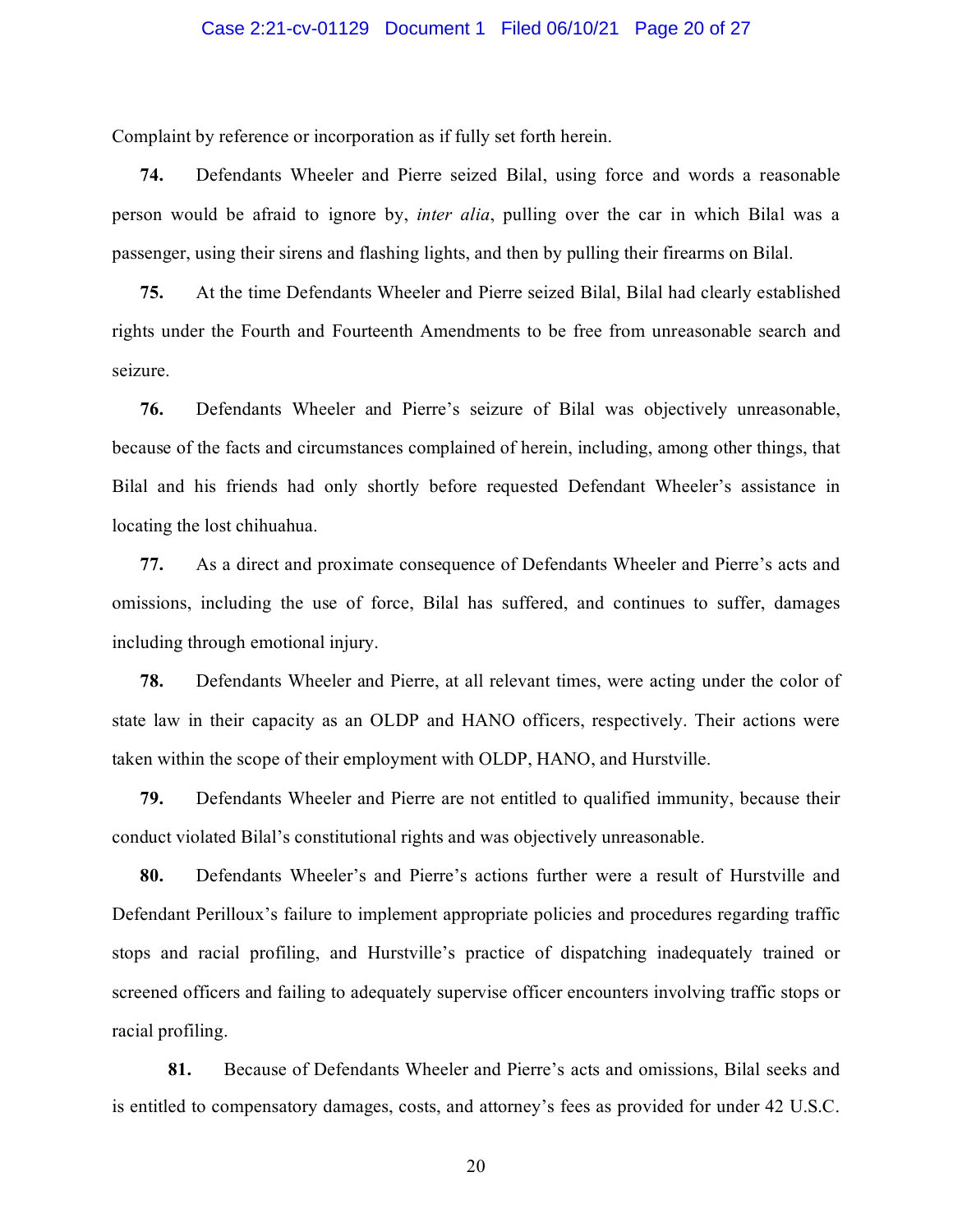Complaint by reference or incorporation as if fully set forth herein.

**74.** Defendants Wheeler and Pierre seized Bilal, using force and words a reasonable person would be afraid to ignore by, *inter alia*, pulling over the car in which Bilal was a passenger, using their sirens and flashing lights, and then by pulling their firearms on Bilal.

**75.** At the time Defendants Wheeler and Pierre seized Bilal, Bilal had clearly established rights under the Fourth and Fourteenth Amendments to be free from unreasonable search and seizure.

**76.** Defendants Wheeler and Pierre's seizure of Bilal was objectively unreasonable, because of the facts and circumstances complained of herein, including, among other things, that Bilal and his friends had only shortly before requested Defendant Wheeler's assistance in locating the lost chihuahua.

**77.** As a direct and proximate consequence of Defendants Wheeler and Pierre's acts and omissions, including the use of force, Bilal has suffered, and continues to suffer, damages including through emotional injury.

**78.** Defendants Wheeler and Pierre, at all relevant times, were acting under the color of state law in their capacity as an OLDP and HANO officers, respectively. Their actions were taken within the scope of their employment with OLDP, HANO, and Hurstville.

**79.** Defendants Wheeler and Pierre are not entitled to qualified immunity, because their conduct violated Bilal's constitutional rights and was objectively unreasonable.

**80.** Defendants Wheeler's and Pierre's actions further were a result of Hurstville and Defendant Perilloux's failure to implement appropriate policies and procedures regarding traffic stops and racial profiling, and Hurstville's practice of dispatching inadequately trained or screened officers and failing to adequately supervise officer encounters involving traffic stops or racial profiling.

**81.** Because of Defendants Wheeler and Pierre's acts and omissions, Bilal seeks and is entitled to compensatory damages, costs, and attorney's fees as provided for under 42 U.S.C.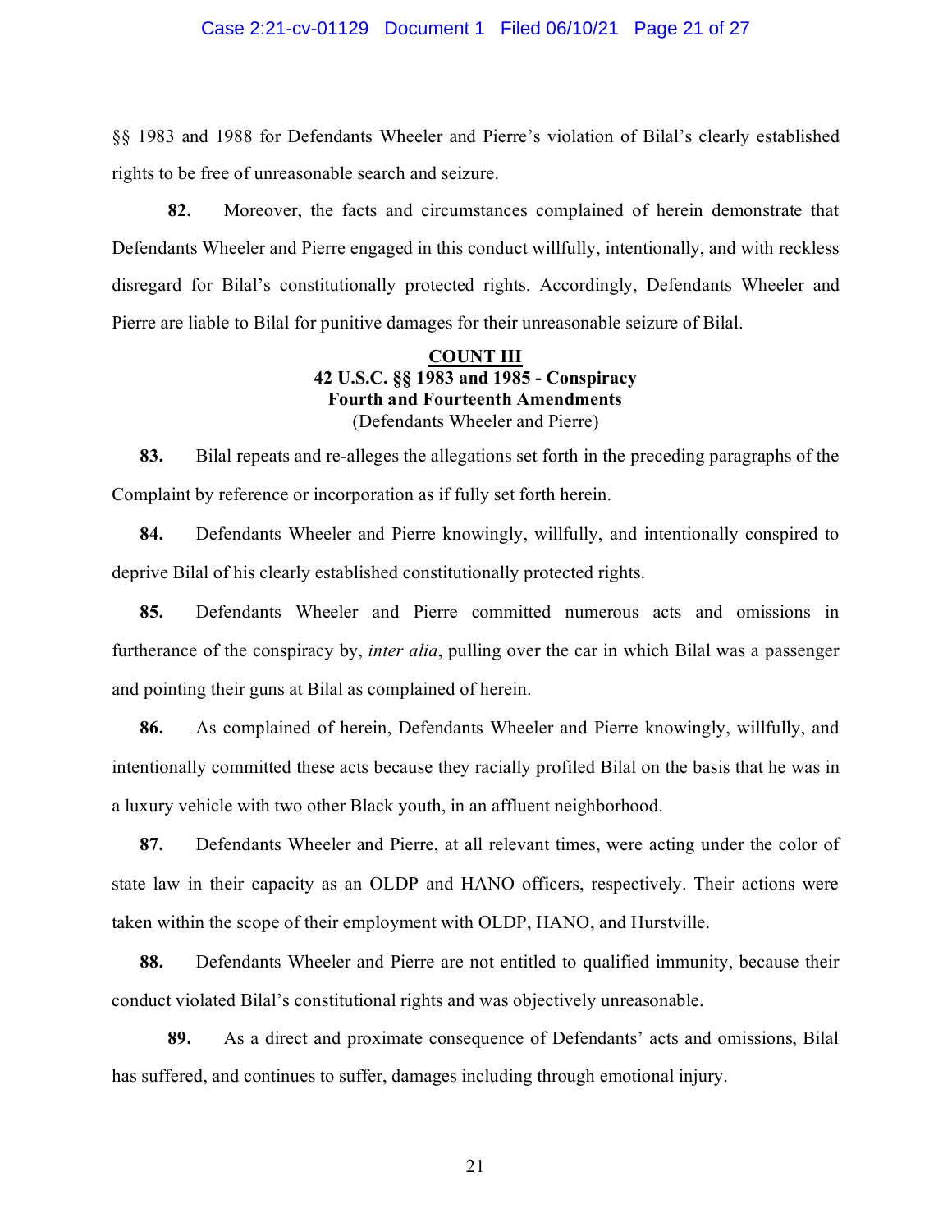§§ 1983 and 1988 for Defendants Wheeler and Pierre's violation of Bilal's clearly established rights to be free of unreasonable search and seizure.

**82.** Moreover, the facts and circumstances complained of herein demonstrate that Defendants Wheeler and Pierre engaged in this conduct willfully, intentionally, and with reckless disregard for Bilal's constitutionally protected rights. Accordingly, Defendants Wheeler and Pierre are liable to Bilal for punitive damages for their unreasonable seizure of Bilal.

**COUNT III**
**42 U.S.C. §§ 1983 and 1985 - Conspiracy**
**Fourth and Fourteenth Amendments**
(Defendants Wheeler and Pierre)

**83.** Bilal repeats and re-alleges the allegations set forth in the preceding paragraphs of the Complaint by reference or incorporation as if fully set forth herein.

**84.** Defendants Wheeler and Pierre knowingly, willfully, and intentionally conspired to deprive Bilal of his clearly established constitutionally protected rights.

**85.** Defendants Wheeler and Pierre committed numerous acts and omissions in furtherance of the conspiracy by, *inter alia*, pulling over the car in which Bilal was a passenger and pointing their guns at Bilal as complained of herein.

**86.** As complained of herein, Defendants Wheeler and Pierre knowingly, willfully, and intentionally committed these acts because they racially profiled Bilal on the basis that he was in a luxury vehicle with two other Black youth, in an affluent neighborhood.

**87.** Defendants Wheeler and Pierre, at all relevant times, were acting under the color of state law in their capacity as an OLDP and HANO officers, respectively. Their actions were taken within the scope of their employment with OLDP, HANO, and Hurstville.

**88.** Defendants Wheeler and Pierre are not entitled to qualified immunity, because their conduct violated Bilal's constitutional rights and was objectively unreasonable.

**89.** As a direct and proximate consequence of Defendants' acts and omissions, Bilal has suffered, and continues to suffer, damages including through emotional injury.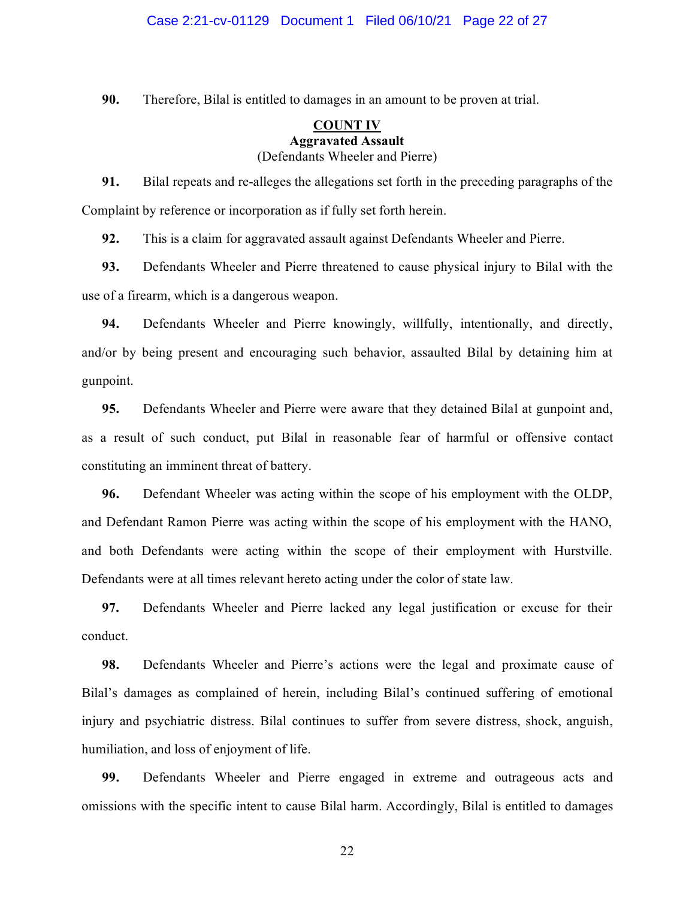**90.** Therefore, Bilal is entitled to damages in an amount to be proven at trial.

**COUNT IV**
**Aggravated Assault**
(Defendants Wheeler and Pierre)

**91.** Bilal repeats and re-alleges the allegations set forth in the preceding paragraphs of the Complaint by reference or incorporation as if fully set forth herein.

**92.** This is a claim for aggravated assault against Defendants Wheeler and Pierre.

**93.** Defendants Wheeler and Pierre threatened to cause physical injury to Bilal with the use of a firearm, which is a dangerous weapon.

**94.** Defendants Wheeler and Pierre knowingly, willfully, intentionally, and directly, and/or by being present and encouraging such behavior, assaulted Bilal by detaining him at gunpoint.

**95.** Defendants Wheeler and Pierre were aware that they detained Bilal at gunpoint and, as a result of such conduct, put Bilal in reasonable fear of harmful or offensive contact constituting an imminent threat of battery.

**96.** Defendant Wheeler was acting within the scope of his employment with the OLDP, and Defendant Ramon Pierre was acting within the scope of his employment with the HANO, and both Defendants were acting within the scope of their employment with Hurstville. Defendants were at all times relevant hereto acting under the color of state law.

**97.** Defendants Wheeler and Pierre lacked any legal justification or excuse for their conduct.

**98.** Defendants Wheeler and Pierre's actions were the legal and proximate cause of Bilal's damages as complained of herein, including Bilal's continued suffering of emotional injury and psychiatric distress. Bilal continues to suffer from severe distress, shock, anguish, humiliation, and loss of enjoyment of life.

**99.** Defendants Wheeler and Pierre engaged in extreme and outrageous acts and omissions with the specific intent to cause Bilal harm. Accordingly, Bilal is entitled to damages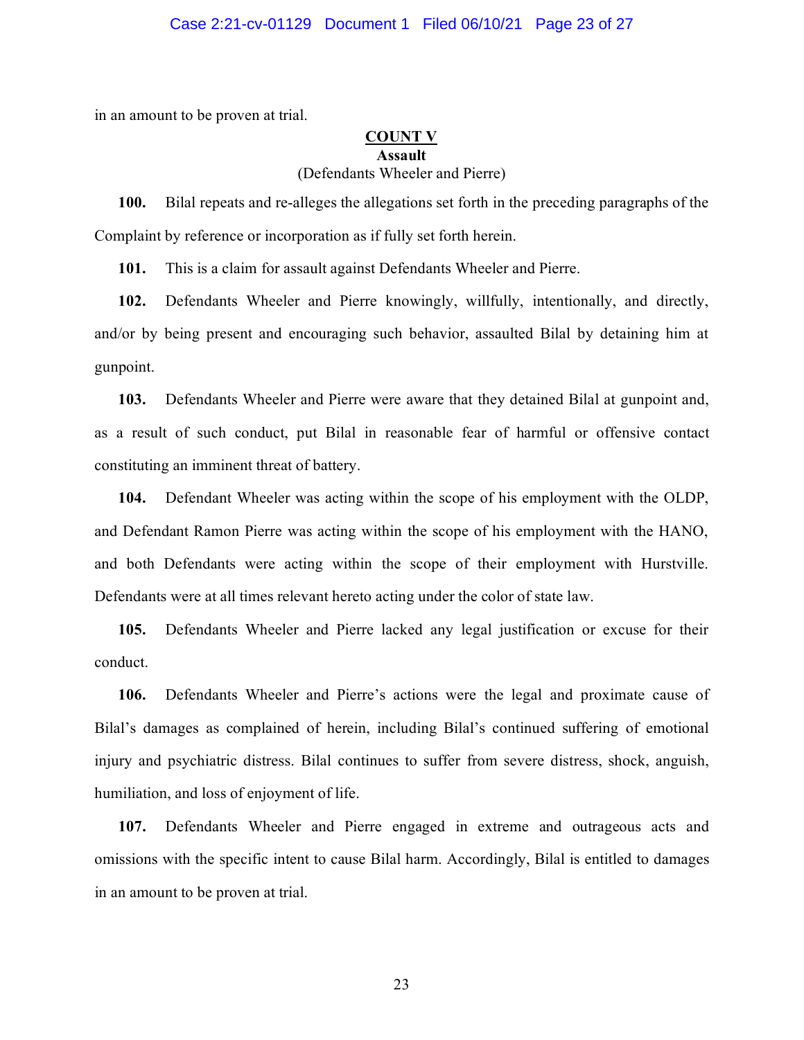in an amount to be proven at trial.

## COUNT V
### Assault
(Defendants Wheeler and Pierre)

**100.** Bilal repeats and re-alleges the allegations set forth in the preceding paragraphs of the Complaint by reference or incorporation as if fully set forth herein.

**101.** This is a claim for assault against Defendants Wheeler and Pierre.

**102.** Defendants Wheeler and Pierre knowingly, willfully, intentionally, and directly, and/or by being present and encouraging such behavior, assaulted Bilal by detaining him at gunpoint.

**103.** Defendants Wheeler and Pierre were aware that they detained Bilal at gunpoint and, as a result of such conduct, put Bilal in reasonable fear of harmful or offensive contact constituting an imminent threat of battery.

**104.** Defendant Wheeler was acting within the scope of his employment with the OLDP, and Defendant Ramon Pierre was acting within the scope of his employment with the HANO, and both Defendants were acting within the scope of their employment with Hurstville. Defendants were at all times relevant hereto acting under the color of state law.

**105.** Defendants Wheeler and Pierre lacked any legal justification or excuse for their conduct.

**106.** Defendants Wheeler and Pierre's actions were the legal and proximate cause of Bilal's damages as complained of herein, including Bilal's continued suffering of emotional injury and psychiatric distress. Bilal continues to suffer from severe distress, shock, anguish, humiliation, and loss of enjoyment of life.

**107.** Defendants Wheeler and Pierre engaged in extreme and outrageous acts and omissions with the specific intent to cause Bilal harm. Accordingly, Bilal is entitled to damages in an amount to be proven at trial.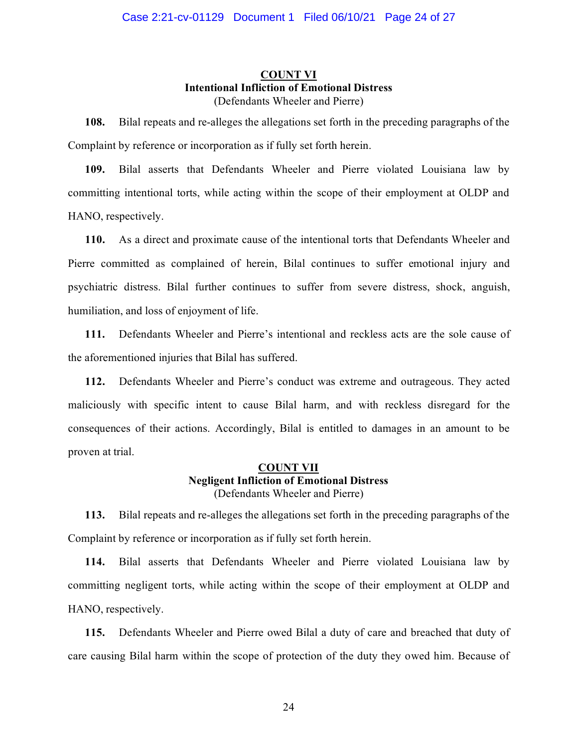## COUNT VI

### Intentional Infliction of Emotional Distress

(Defendants Wheeler and Pierre)

**108.** Bilal repeats and re-alleges the allegations set forth in the preceding paragraphs of the Complaint by reference or incorporation as if fully set forth herein.

**109.** Bilal asserts that Defendants Wheeler and Pierre violated Louisiana law by committing intentional torts, while acting within the scope of their employment at OLDP and HANO, respectively.

**110.** As a direct and proximate cause of the intentional torts that Defendants Wheeler and Pierre committed as complained of herein, Bilal continues to suffer emotional injury and psychiatric distress. Bilal further continues to suffer from severe distress, shock, anguish, humiliation, and loss of enjoyment of life.

**111.** Defendants Wheeler and Pierre's intentional and reckless acts are the sole cause of the aforementioned injuries that Bilal has suffered.

**112.** Defendants Wheeler and Pierre's conduct was extreme and outrageous. They acted maliciously with specific intent to cause Bilal harm, and with reckless disregard for the consequences of their actions. Accordingly, Bilal is entitled to damages in an amount to be proven at trial.

## COUNT VII

### Negligent Infliction of Emotional Distress

(Defendants Wheeler and Pierre)

**113.** Bilal repeats and re-alleges the allegations set forth in the preceding paragraphs of the Complaint by reference or incorporation as if fully set forth herein.

**114.** Bilal asserts that Defendants Wheeler and Pierre violated Louisiana law by committing negligent torts, while acting within the scope of their employment at OLDP and HANO, respectively.

**115.** Defendants Wheeler and Pierre owed Bilal a duty of care and breached that duty of care causing Bilal harm within the scope of protection of the duty they owed him. Because of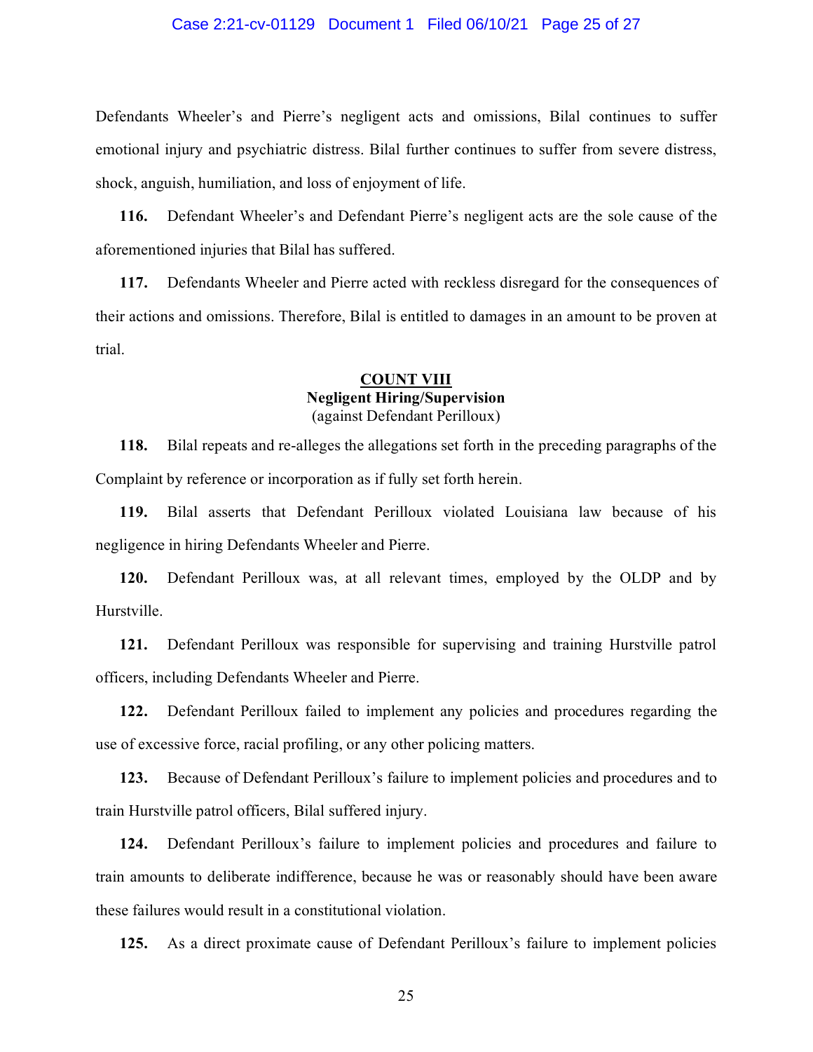Defendants Wheeler's and Pierre's negligent acts and omissions, Bilal continues to suffer emotional injury and psychiatric distress. Bilal further continues to suffer from severe distress, shock, anguish, humiliation, and loss of enjoyment of life.

**116.** Defendant Wheeler's and Defendant Pierre's negligent acts are the sole cause of the aforementioned injuries that Bilal has suffered.

**117.** Defendants Wheeler and Pierre acted with reckless disregard for the consequences of their actions and omissions. Therefore, Bilal is entitled to damages in an amount to be proven at trial.

## COUNT VIII
### Negligent Hiring/Supervision
(against Defendant Perilloux)

**118.** Bilal repeats and re-alleges the allegations set forth in the preceding paragraphs of the Complaint by reference or incorporation as if fully set forth herein.

**119.** Bilal asserts that Defendant Perilloux violated Louisiana law because of his negligence in hiring Defendants Wheeler and Pierre.

**120.** Defendant Perilloux was, at all relevant times, employed by the OLDP and by Hurstville.

**121.** Defendant Perilloux was responsible for supervising and training Hurstville patrol officers, including Defendants Wheeler and Pierre.

**122.** Defendant Perilloux failed to implement any policies and procedures regarding the use of excessive force, racial profiling, or any other policing matters.

**123.** Because of Defendant Perilloux's failure to implement policies and procedures and to train Hurstville patrol officers, Bilal suffered injury.

**124.** Defendant Perilloux's failure to implement policies and procedures and failure to train amounts to deliberate indifference, because he was or reasonably should have been aware these failures would result in a constitutional violation.

**125.** As a direct proximate cause of Defendant Perilloux's failure to implement policies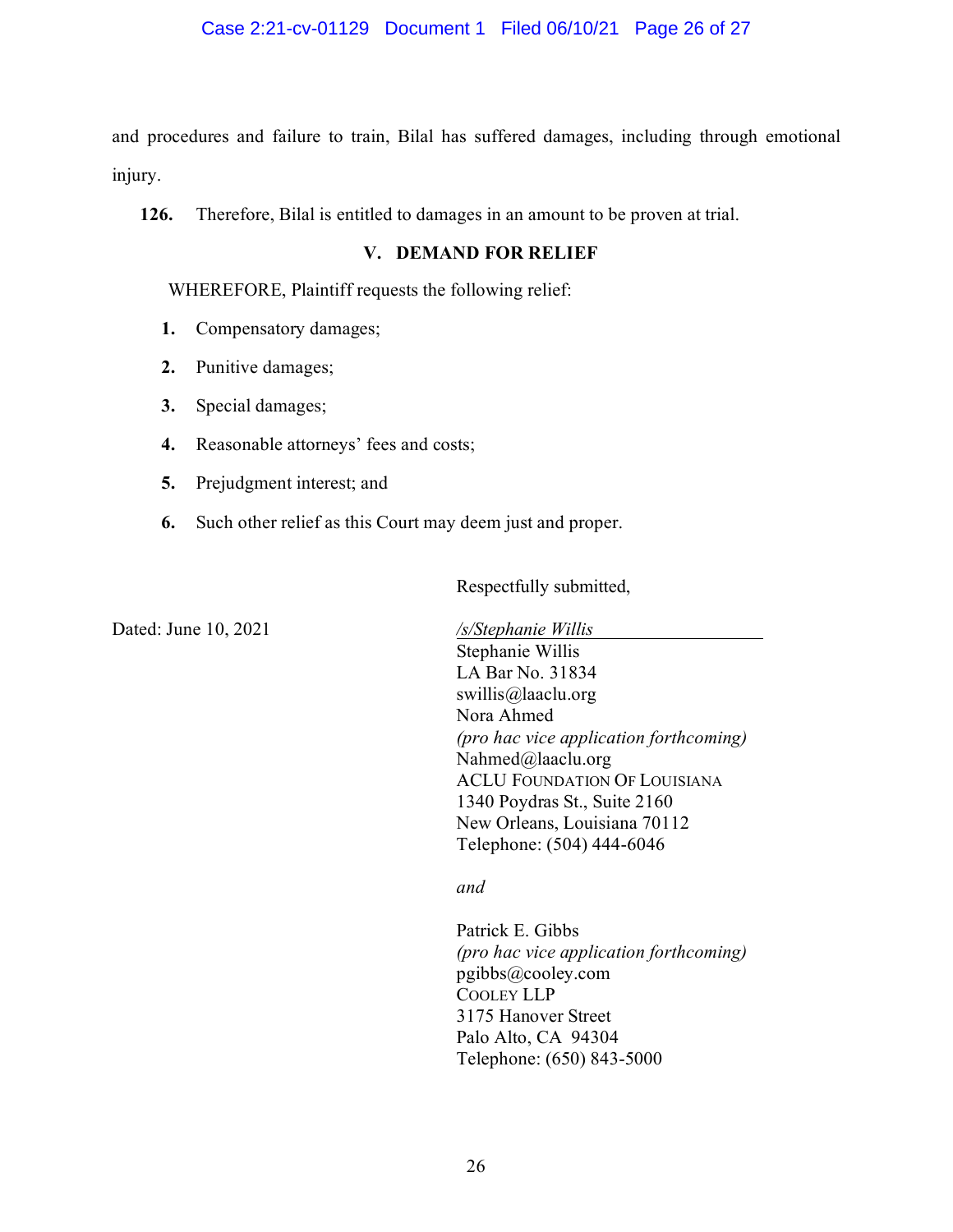and procedures and failure to train, Bilal has suffered damages, including through emotional injury.

**126.** Therefore, Bilal is entitled to damages in an amount to be proven at trial.

## V. DEMAND FOR RELIEF

WHEREFORE, Plaintiff requests the following relief:

1. Compensatory damages;
2. Punitive damages;
3. Special damages;
4. Reasonable attorneys' fees and costs;
5. Prejudgment interest; and
6. Such other relief as this Court may deem just and proper.

Respectfully submitted,

Dated: June 10, 2021

*/s/Stephanie Willis*
Stephanie Willis
LA Bar No. 31834
swillis@laaclu.org
Nora Ahmed
*(pro hac vice application forthcoming)*
Nahmed@laaclu.org
ACLU FOUNDATION OF LOUISIANA
1340 Poydras St., Suite 2160
New Orleans, Louisiana 70112
Telephone: (504) 444-6046

*and*

Patrick E. Gibbs
*(pro hac vice application forthcoming)*
pgibbs@cooley.com
COOLEY LLP
3175 Hanover Street
Palo Alto, CA 94304
Telephone: (650) 843-5000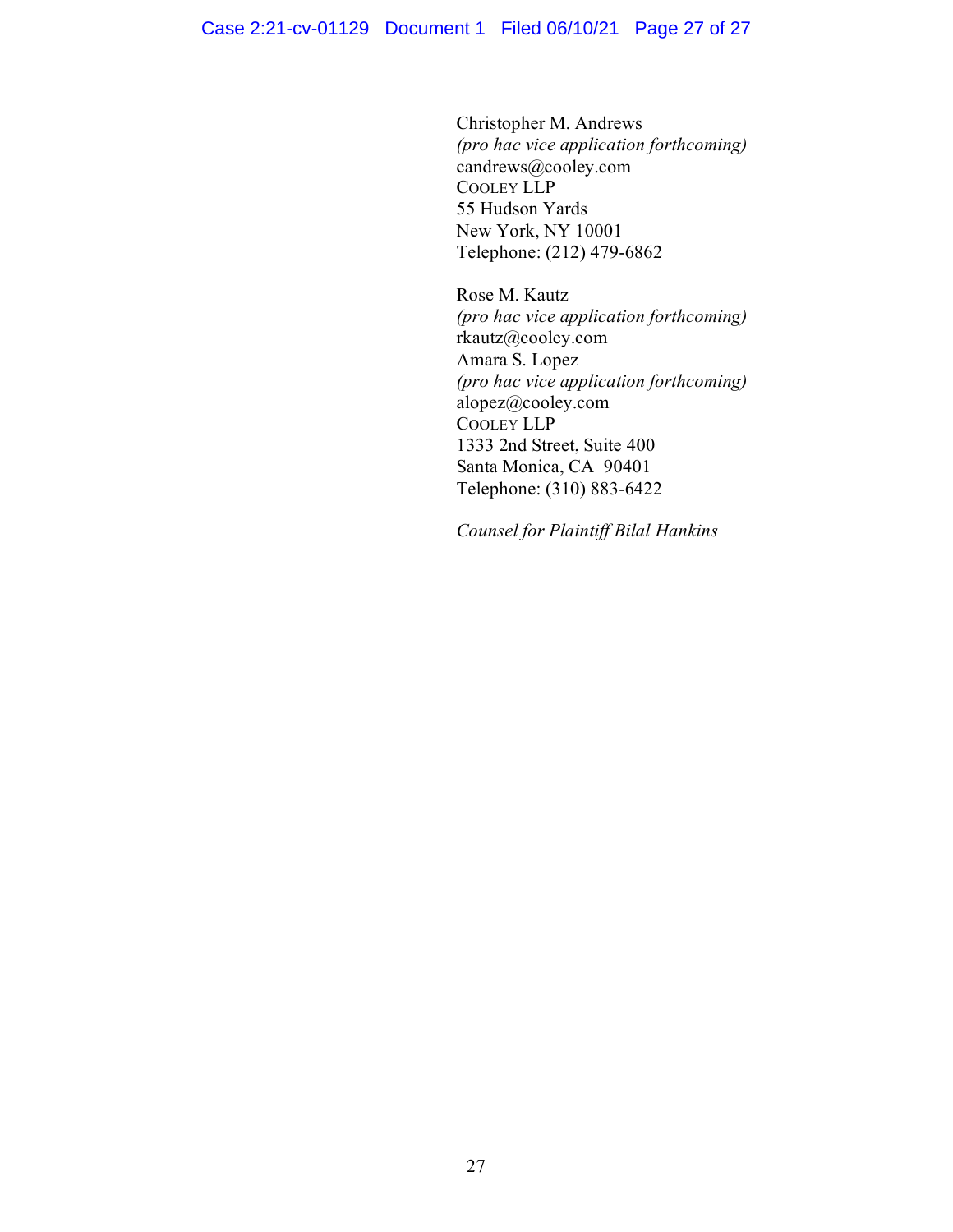Christopher M. Andrews
*(pro hac vice application forthcoming)*
candrews@cooley.com
COOLEY LLP
55 Hudson Yards
New York, NY 10001
Telephone: (212) 479-6862

Rose M. Kautz
*(pro hac vice application forthcoming)*
rkautz@cooley.com
Amara S. Lopez
*(pro hac vice application forthcoming)*
alopez@cooley.com
COOLEY LLP
1333 2nd Street, Suite 400
Santa Monica, CA 90401
Telephone: (310) 883-6422

*Counsel for Plaintiff Bilal Hankins*